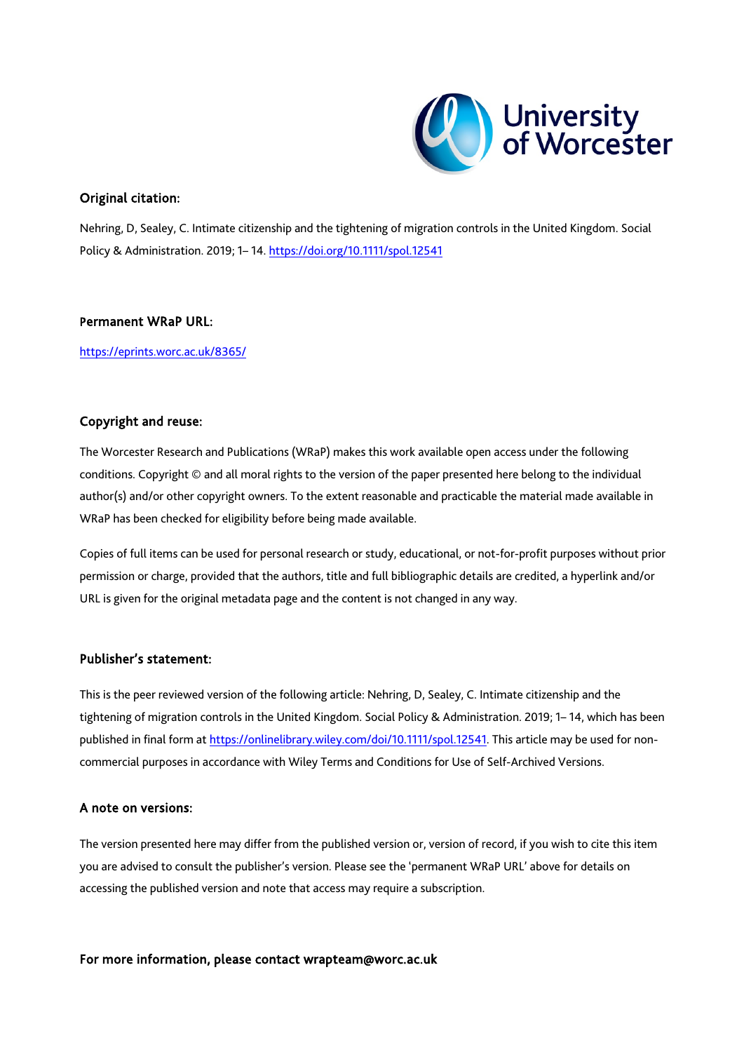University of Worcester

## Original citation:

Nehring, D, Sealey, C. Intimate citizenship and the tightening of migration controls in the United Kingdom. Social Policy & Administration. 2019; 1– 14. https://doi.org/10.1111/spol.12541

## Permanent WRaP URL:

https://eprints.worc.ac.uk/8365/

## Copyright and reuse:

The Worcester Research and Publications (WRaP) makes this work available open access under the following conditions. Copyright © and all moral rights to the version of the paper presented here belong to the individual author(s) and/or other copyright owners. To the extent reasonable and practicable the material made available in WRaP has been checked for eligibility before being made available.

Copies of full items can be used for personal research or study, educational, or not-for-profit purposes without prior permission or charge, provided that the authors, title and full bibliographic details are credited, a hyperlink and/or URL is given for the original metadata page and the content is not changed in any way.

## Publisher's statement:

This is the peer reviewed version of the following article: Nehring, D, Sealey, C. Intimate citizenship and the tightening of migration controls in the United Kingdom. Social Policy & Administration. 2019; 1– 14, which has been published in final form at https://onlinelibrary.wiley.com/doi/10.1111/spol.12541. This article may be used for non-commercial purposes in accordance with Wiley Terms and Conditions for Use of Self-Archived Versions.

## A note on versions:

The version presented here may differ from the published version or, version of record, if you wish to cite this item you are advised to consult the publisher's version. Please see the 'permanent WRaP URL' above for details on accessing the published version and note that access may require a subscription.

**For more information, please contact wrapteam@worc.ac.uk**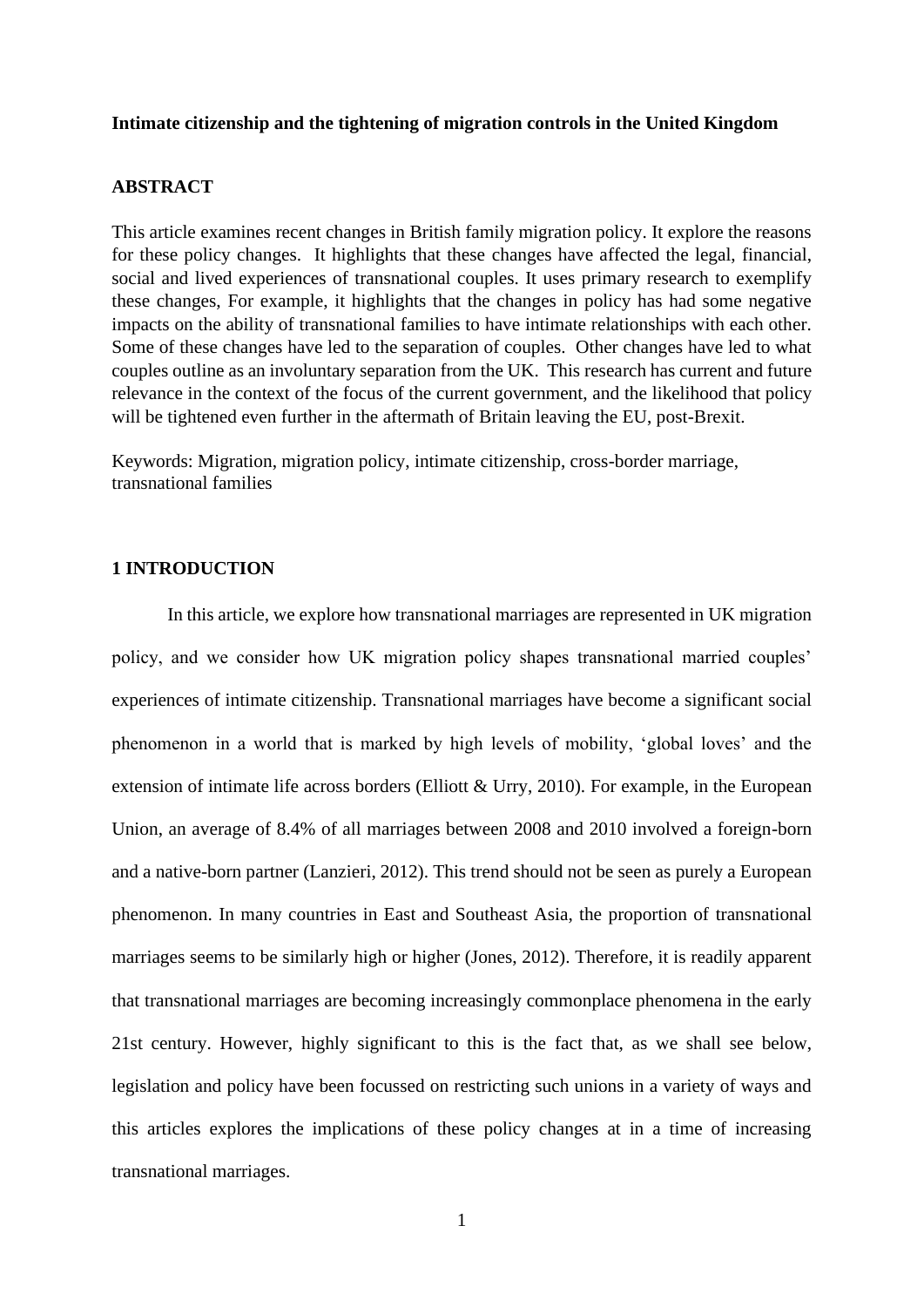**Intimate citizenship and the tightening of migration controls in the United Kingdom**

**ABSTRACT**

This article examines recent changes in British family migration policy. It explore the reasons for these policy changes. It highlights that these changes have affected the legal, financial, social and lived experiences of transnational couples. It uses primary research to exemplify these changes, For example, it highlights that the changes in policy has had some negative impacts on the ability of transnational families to have intimate relationships with each other. Some of these changes have led to the separation of couples. Other changes have led to what couples outline as an involuntary separation from the UK. This research has current and future relevance in the context of the focus of the current government, and the likelihood that policy will be tightened even further in the aftermath of Britain leaving the EU, post-Brexit.

Keywords: Migration, migration policy, intimate citizenship, cross-border marriage, transnational families

## 1 INTRODUCTION

In this article, we explore how transnational marriages are represented in UK migration policy, and we consider how UK migration policy shapes transnational married couples' experiences of intimate citizenship. Transnational marriages have become a significant social phenomenon in a world that is marked by high levels of mobility, 'global loves' and the extension of intimate life across borders (Elliott & Urry, 2010). For example, in the European Union, an average of 8.4% of all marriages between 2008 and 2010 involved a foreign-born and a native-born partner (Lanzieri, 2012). This trend should not be seen as purely a European phenomenon. In many countries in East and Southeast Asia, the proportion of transnational marriages seems to be similarly high or higher (Jones, 2012). Therefore, it is readily apparent that transnational marriages are becoming increasingly commonplace phenomena in the early 21st century. However, highly significant to this is the fact that, as we shall see below, legislation and policy have been focussed on restricting such unions in a variety of ways and this articles explores the implications of these policy changes at in a time of increasing transnational marriages.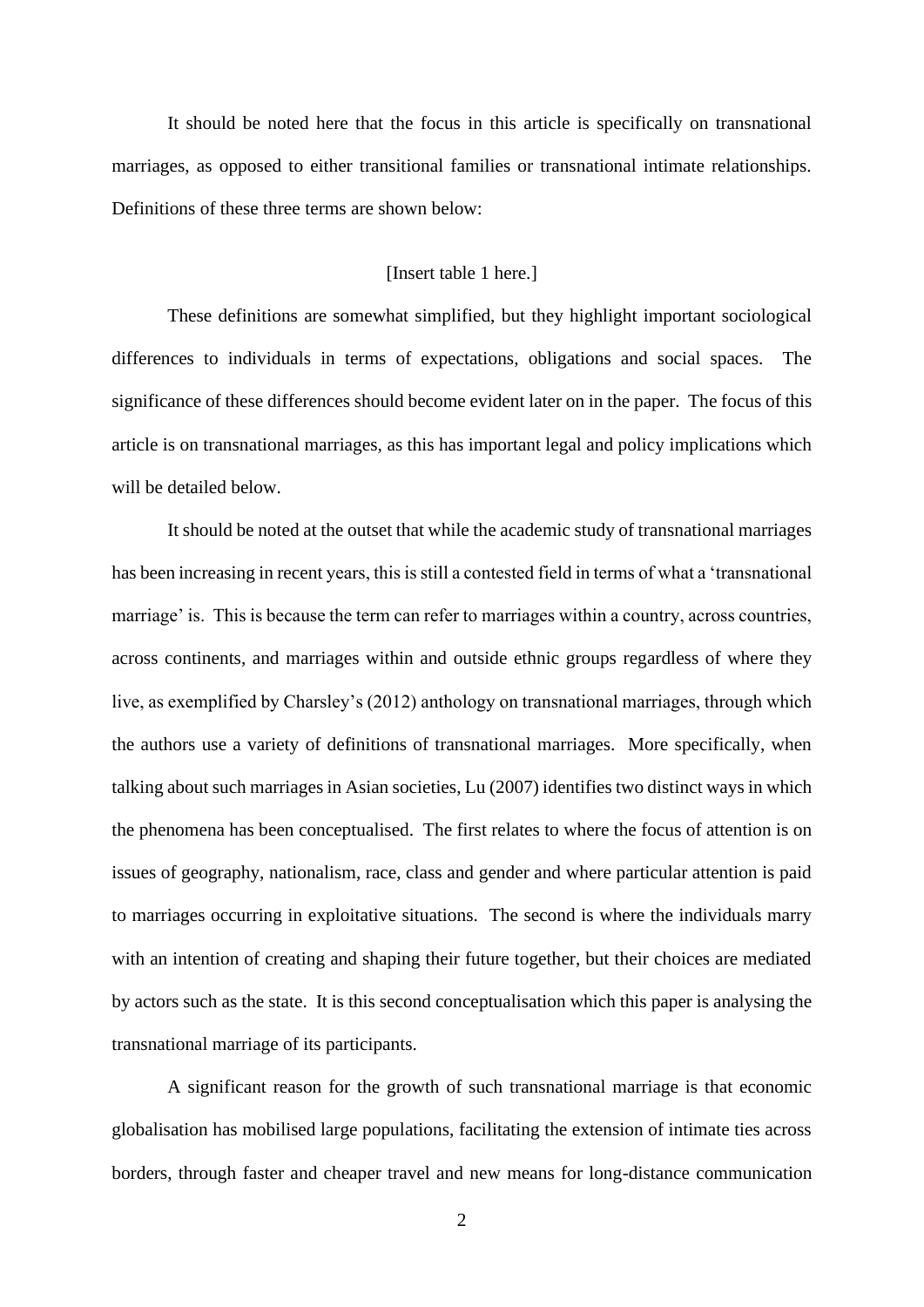It should be noted here that the focus in this article is specifically on transnational marriages, as opposed to either transitional families or transnational intimate relationships. Definitions of these three terms are shown below:

[Insert table 1 here.]

These definitions are somewhat simplified, but they highlight important sociological differences to individuals in terms of expectations, obligations and social spaces. The significance of these differences should become evident later on in the paper. The focus of this article is on transnational marriages, as this has important legal and policy implications which will be detailed below.

It should be noted at the outset that while the academic study of transnational marriages has been increasing in recent years, this is still a contested field in terms of what a 'transnational marriage' is. This is because the term can refer to marriages within a country, across countries, across continents, and marriages within and outside ethnic groups regardless of where they live, as exemplified by Charsley's (2012) anthology on transnational marriages, through which the authors use a variety of definitions of transnational marriages. More specifically, when talking about such marriages in Asian societies, Lu (2007) identifies two distinct ways in which the phenomena has been conceptualised. The first relates to where the focus of attention is on issues of geography, nationalism, race, class and gender and where particular attention is paid to marriages occurring in exploitative situations. The second is where the individuals marry with an intention of creating and shaping their future together, but their choices are mediated by actors such as the state. It is this second conceptualisation which this paper is analysing the transnational marriage of its participants.

A significant reason for the growth of such transnational marriage is that economic globalisation has mobilised large populations, facilitating the extension of intimate ties across borders, through faster and cheaper travel and new means for long-distance communication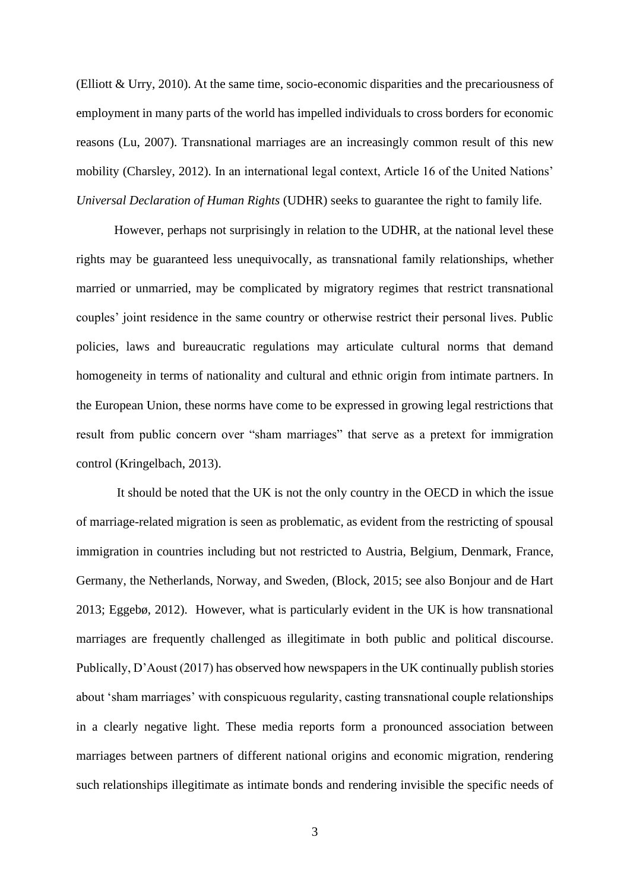(Elliott & Urry, 2010). At the same time, socio-economic disparities and the precariousness of employment in many parts of the world has impelled individuals to cross borders for economic reasons (Lu, 2007). Transnational marriages are an increasingly common result of this new mobility (Charsley, 2012). In an international legal context, Article 16 of the United Nations' *Universal Declaration of Human Rights* (UDHR) seeks to guarantee the right to family life.

However, perhaps not surprisingly in relation to the UDHR, at the national level these rights may be guaranteed less unequivocally, as transnational family relationships, whether married or unmarried, may be complicated by migratory regimes that restrict transnational couples' joint residence in the same country or otherwise restrict their personal lives. Public policies, laws and bureaucratic regulations may articulate cultural norms that demand homogeneity in terms of nationality and cultural and ethnic origin from intimate partners. In the European Union, these norms have come to be expressed in growing legal restrictions that result from public concern over "sham marriages" that serve as a pretext for immigration control (Kringelbach, 2013).

It should be noted that the UK is not the only country in the OECD in which the issue of marriage-related migration is seen as problematic, as evident from the restricting of spousal immigration in countries including but not restricted to Austria, Belgium, Denmark, France, Germany, the Netherlands, Norway, and Sweden, (Block, 2015; see also Bonjour and de Hart 2013; Eggebø, 2012). However, what is particularly evident in the UK is how transnational marriages are frequently challenged as illegitimate in both public and political discourse. Publically, D'Aoust (2017) has observed how newspapers in the UK continually publish stories about 'sham marriages' with conspicuous regularity, casting transnational couple relationships in a clearly negative light. These media reports form a pronounced association between marriages between partners of different national origins and economic migration, rendering such relationships illegitimate as intimate bonds and rendering invisible the specific needs of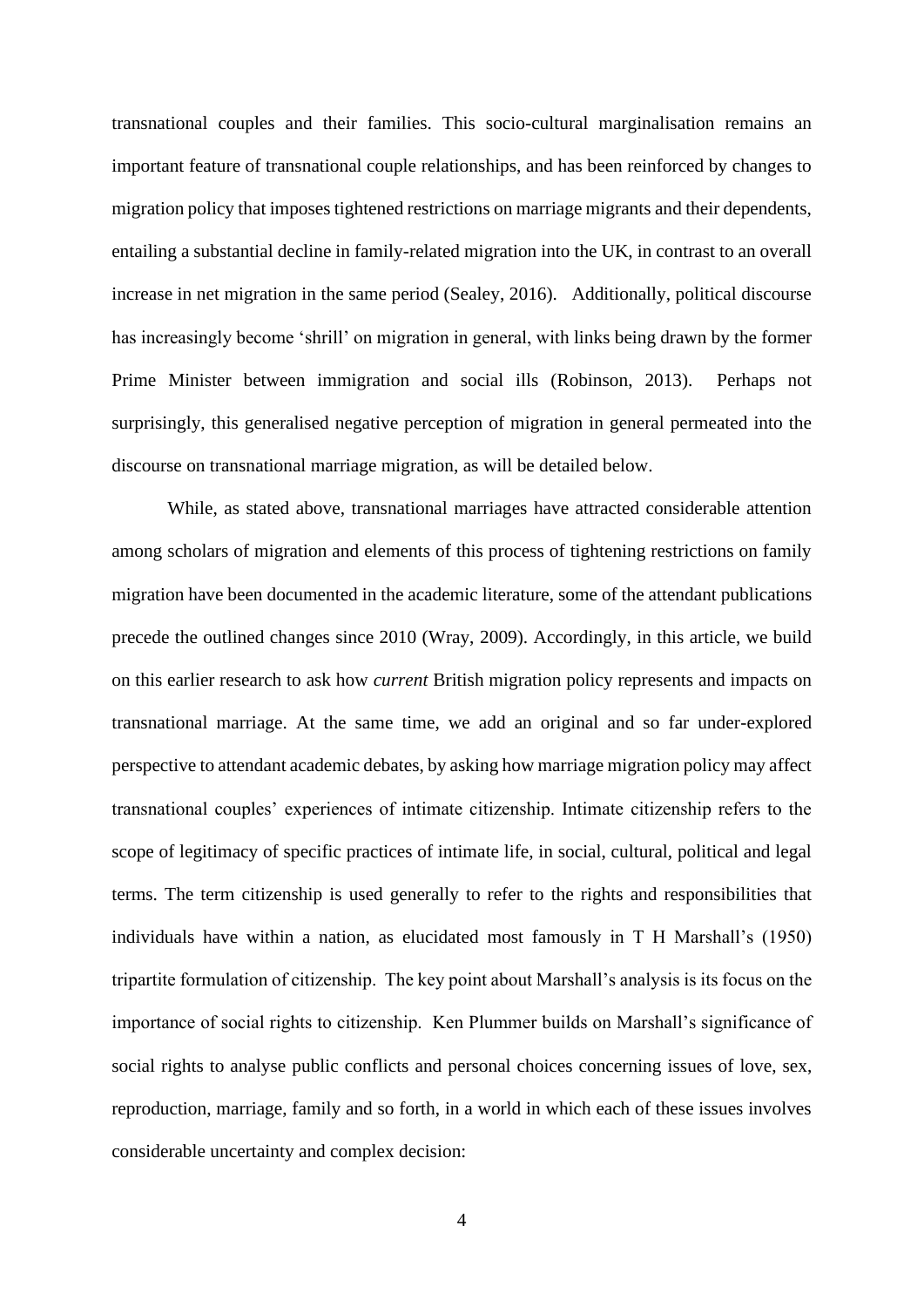transnational couples and their families. This socio-cultural marginalisation remains an important feature of transnational couple relationships, and has been reinforced by changes to migration policy that imposes tightened restrictions on marriage migrants and their dependents, entailing a substantial decline in family-related migration into the UK, in contrast to an overall increase in net migration in the same period (Sealey, 2016). Additionally, political discourse has increasingly become 'shrill' on migration in general, with links being drawn by the former Prime Minister between immigration and social ills (Robinson, 2013). Perhaps not surprisingly, this generalised negative perception of migration in general permeated into the discourse on transnational marriage migration, as will be detailed below.

While, as stated above, transnational marriages have attracted considerable attention among scholars of migration and elements of this process of tightening restrictions on family migration have been documented in the academic literature, some of the attendant publications precede the outlined changes since 2010 (Wray, 2009). Accordingly, in this article, we build on this earlier research to ask how *current* British migration policy represents and impacts on transnational marriage. At the same time, we add an original and so far under-explored perspective to attendant academic debates, by asking how marriage migration policy may affect transnational couples' experiences of intimate citizenship. Intimate citizenship refers to the scope of legitimacy of specific practices of intimate life, in social, cultural, political and legal terms. The term citizenship is used generally to refer to the rights and responsibilities that individuals have within a nation, as elucidated most famously in T H Marshall's (1950) tripartite formulation of citizenship. The key point about Marshall's analysis is its focus on the importance of social rights to citizenship. Ken Plummer builds on Marshall's significance of social rights to analyse public conflicts and personal choices concerning issues of love, sex, reproduction, marriage, family and so forth, in a world in which each of these issues involves considerable uncertainty and complex decision: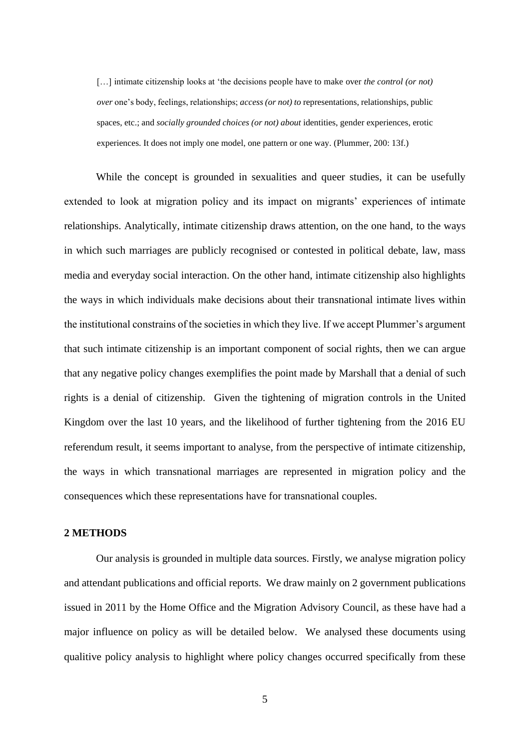> […] intimate citizenship looks at 'the decisions people have to make over *the control (or not) over* one's body, feelings, relationships; *access (or not) to* representations, relationships, public spaces, etc.; and *socially grounded choices (or not) about* identities, gender experiences, erotic experiences. It does not imply one model, one pattern or one way. (Plummer, 200: 13f.)

While the concept is grounded in sexualities and queer studies, it can be usefully extended to look at migration policy and its impact on migrants' experiences of intimate relationships. Analytically, intimate citizenship draws attention, on the one hand, to the ways in which such marriages are publicly recognised or contested in political debate, law, mass media and everyday social interaction. On the other hand, intimate citizenship also highlights the ways in which individuals make decisions about their transnational intimate lives within the institutional constrains of the societies in which they live. If we accept Plummer's argument that such intimate citizenship is an important component of social rights, then we can argue that any negative policy changes exemplifies the point made by Marshall that a denial of such rights is a denial of citizenship. Given the tightening of migration controls in the United Kingdom over the last 10 years, and the likelihood of further tightening from the 2016 EU referendum result, it seems important to analyse, from the perspective of intimate citizenship, the ways in which transnational marriages are represented in migration policy and the consequences which these representations have for transnational couples.

## 2 METHODS

Our analysis is grounded in multiple data sources. Firstly, we analyse migration policy and attendant publications and official reports. We draw mainly on 2 government publications issued in 2011 by the Home Office and the Migration Advisory Council, as these have had a major influence on policy as will be detailed below. We analysed these documents using qualitive policy analysis to highlight where policy changes occurred specifically from these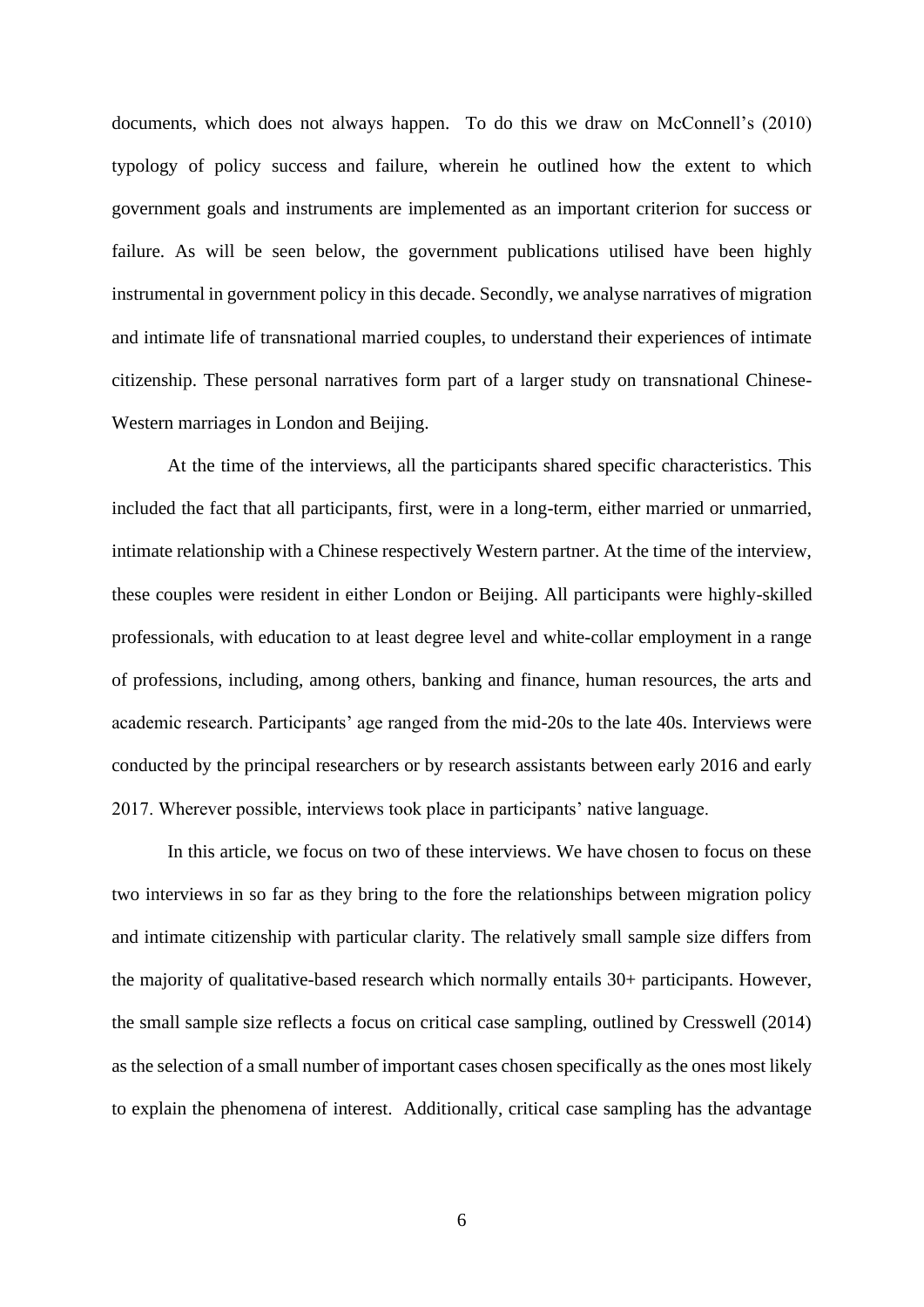documents, which does not always happen. To do this we draw on McConnell's (2010) typology of policy success and failure, wherein he outlined how the extent to which government goals and instruments are implemented as an important criterion for success or failure. As will be seen below, the government publications utilised have been highly instrumental in government policy in this decade. Secondly, we analyse narratives of migration and intimate life of transnational married couples, to understand their experiences of intimate citizenship. These personal narratives form part of a larger study on transnational Chinese-Western marriages in London and Beijing.

At the time of the interviews, all the participants shared specific characteristics. This included the fact that all participants, first, were in a long-term, either married or unmarried, intimate relationship with a Chinese respectively Western partner. At the time of the interview, these couples were resident in either London or Beijing. All participants were highly-skilled professionals, with education to at least degree level and white-collar employment in a range of professions, including, among others, banking and finance, human resources, the arts and academic research. Participants' age ranged from the mid-20s to the late 40s. Interviews were conducted by the principal researchers or by research assistants between early 2016 and early 2017. Wherever possible, interviews took place in participants' native language.

In this article, we focus on two of these interviews. We have chosen to focus on these two interviews in so far as they bring to the fore the relationships between migration policy and intimate citizenship with particular clarity. The relatively small sample size differs from the majority of qualitative-based research which normally entails 30+ participants. However, the small sample size reflects a focus on critical case sampling, outlined by Cresswell (2014) as the selection of a small number of important cases chosen specifically as the ones most likely to explain the phenomena of interest. Additionally, critical case sampling has the advantage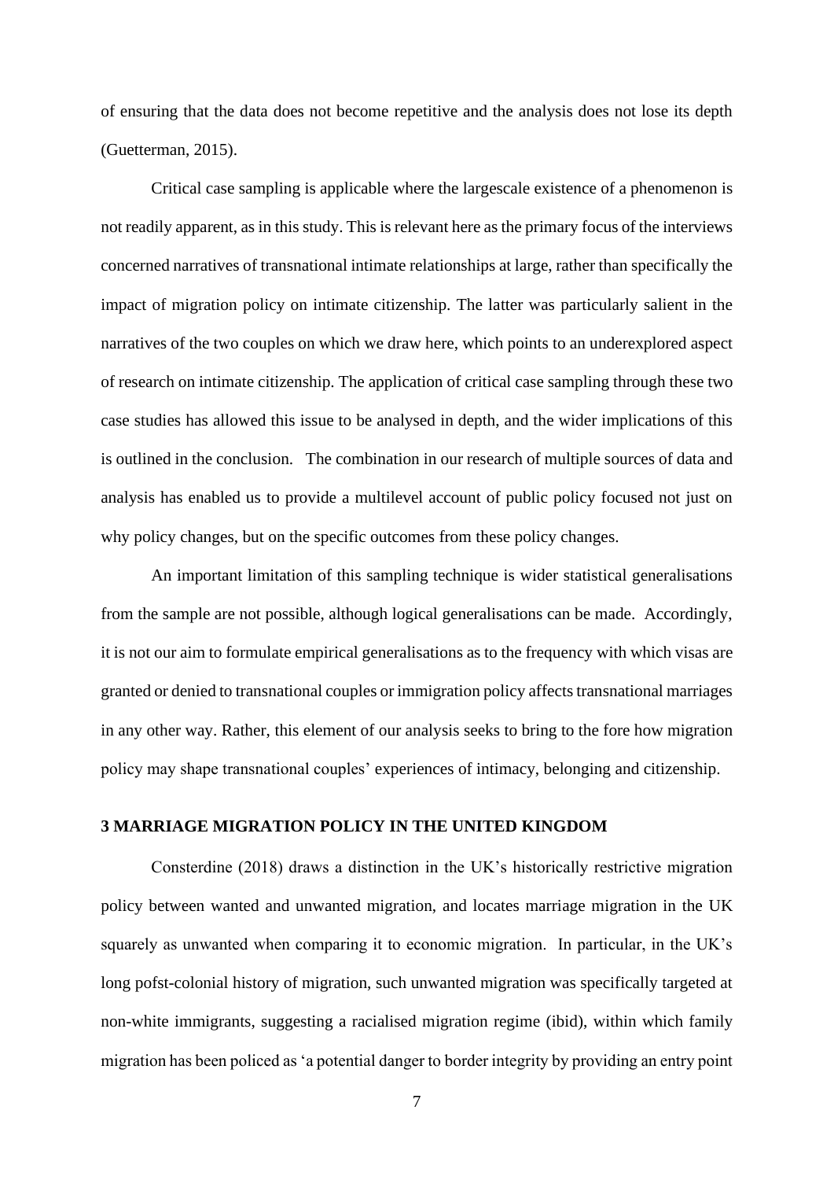of ensuring that the data does not become repetitive and the analysis does not lose its depth (Guetterman, 2015).

Critical case sampling is applicable where the largescale existence of a phenomenon is not readily apparent, as in this study. This is relevant here as the primary focus of the interviews concerned narratives of transnational intimate relationships at large, rather than specifically the impact of migration policy on intimate citizenship. The latter was particularly salient in the narratives of the two couples on which we draw here, which points to an underexplored aspect of research on intimate citizenship. The application of critical case sampling through these two case studies has allowed this issue to be analysed in depth, and the wider implications of this is outlined in the conclusion. The combination in our research of multiple sources of data and analysis has enabled us to provide a multilevel account of public policy focused not just on why policy changes, but on the specific outcomes from these policy changes.

An important limitation of this sampling technique is wider statistical generalisations from the sample are not possible, although logical generalisations can be made. Accordingly, it is not our aim to formulate empirical generalisations as to the frequency with which visas are granted or denied to transnational couples or immigration policy affects transnational marriages in any other way. Rather, this element of our analysis seeks to bring to the fore how migration policy may shape transnational couples' experiences of intimacy, belonging and citizenship.

## 3 MARRIAGE MIGRATION POLICY IN THE UNITED KINGDOM

Consterdine (2018) draws a distinction in the UK's historically restrictive migration policy between wanted and unwanted migration, and locates marriage migration in the UK squarely as unwanted when comparing it to economic migration. In particular, in the UK's long pofst-colonial history of migration, such unwanted migration was specifically targeted at non-white immigrants, suggesting a racialised migration regime (ibid), within which family migration has been policed as 'a potential danger to border integrity by providing an entry point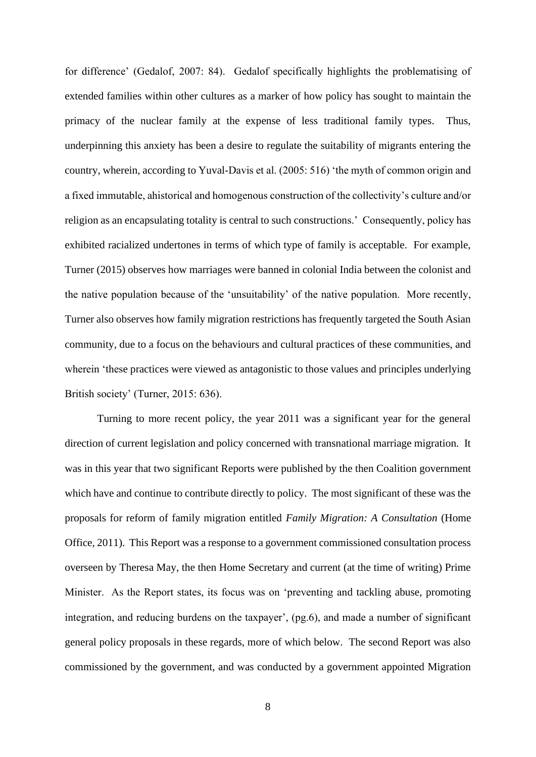for difference' (Gedalof, 2007: 84). Gedalof specifically highlights the problematising of extended families within other cultures as a marker of how policy has sought to maintain the primacy of the nuclear family at the expense of less traditional family types. Thus, underpinning this anxiety has been a desire to regulate the suitability of migrants entering the country, wherein, according to Yuval-Davis et al. (2005: 516) 'the myth of common origin and a fixed immutable, ahistorical and homogenous construction of the collectivity's culture and/or religion as an encapsulating totality is central to such constructions.' Consequently, policy has exhibited racialized undertones in terms of which type of family is acceptable. For example, Turner (2015) observes how marriages were banned in colonial India between the colonist and the native population because of the 'unsuitability' of the native population. More recently, Turner also observes how family migration restrictions has frequently targeted the South Asian community, due to a focus on the behaviours and cultural practices of these communities, and wherein 'these practices were viewed as antagonistic to those values and principles underlying British society' (Turner, 2015: 636).

Turning to more recent policy, the year 2011 was a significant year for the general direction of current legislation and policy concerned with transnational marriage migration. It was in this year that two significant Reports were published by the then Coalition government which have and continue to contribute directly to policy. The most significant of these was the proposals for reform of family migration entitled *Family Migration: A Consultation* (Home Office, 2011). This Report was a response to a government commissioned consultation process overseen by Theresa May, the then Home Secretary and current (at the time of writing) Prime Minister. As the Report states, its focus was on 'preventing and tackling abuse, promoting integration, and reducing burdens on the taxpayer', (pg.6), and made a number of significant general policy proposals in these regards, more of which below. The second Report was also commissioned by the government, and was conducted by a government appointed Migration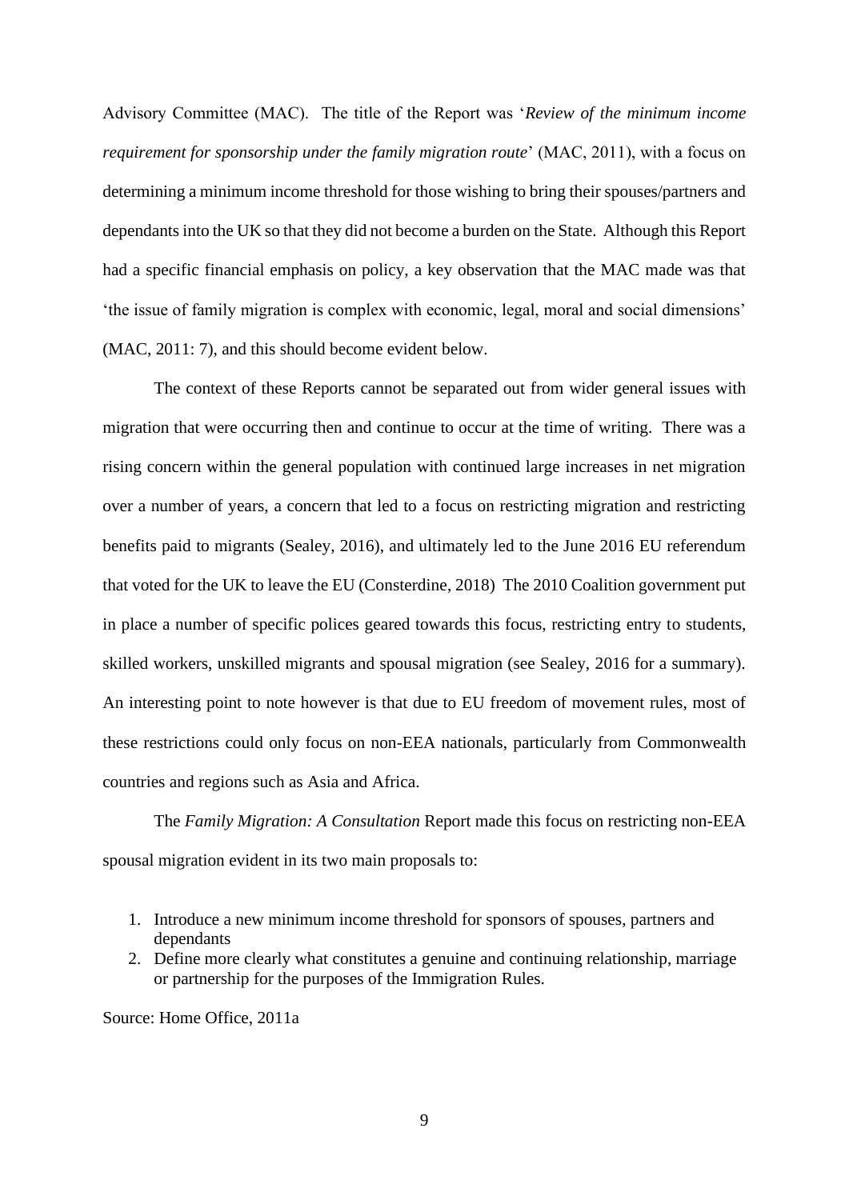Advisory Committee (MAC). The title of the Report was '*Review of the minimum income requirement for sponsorship under the family migration route*' (MAC, 2011), with a focus on determining a minimum income threshold for those wishing to bring their spouses/partners and dependants into the UK so that they did not become a burden on the State. Although this Report had a specific financial emphasis on policy, a key observation that the MAC made was that 'the issue of family migration is complex with economic, legal, moral and social dimensions' (MAC, 2011: 7), and this should become evident below.

The context of these Reports cannot be separated out from wider general issues with migration that were occurring then and continue to occur at the time of writing. There was a rising concern within the general population with continued large increases in net migration over a number of years, a concern that led to a focus on restricting migration and restricting benefits paid to migrants (Sealey, 2016), and ultimately led to the June 2016 EU referendum that voted for the UK to leave the EU (Consterdine, 2018) The 2010 Coalition government put in place a number of specific polices geared towards this focus, restricting entry to students, skilled workers, unskilled migrants and spousal migration (see Sealey, 2016 for a summary). An interesting point to note however is that due to EU freedom of movement rules, most of these restrictions could only focus on non-EEA nationals, particularly from Commonwealth countries and regions such as Asia and Africa.

The *Family Migration: A Consultation* Report made this focus on restricting non-EEA spousal migration evident in its two main proposals to:

1. Introduce a new minimum income threshold for sponsors of spouses, partners and dependants
2. Define more clearly what constitutes a genuine and continuing relationship, marriage or partnership for the purposes of the Immigration Rules.

Source: Home Office, 2011a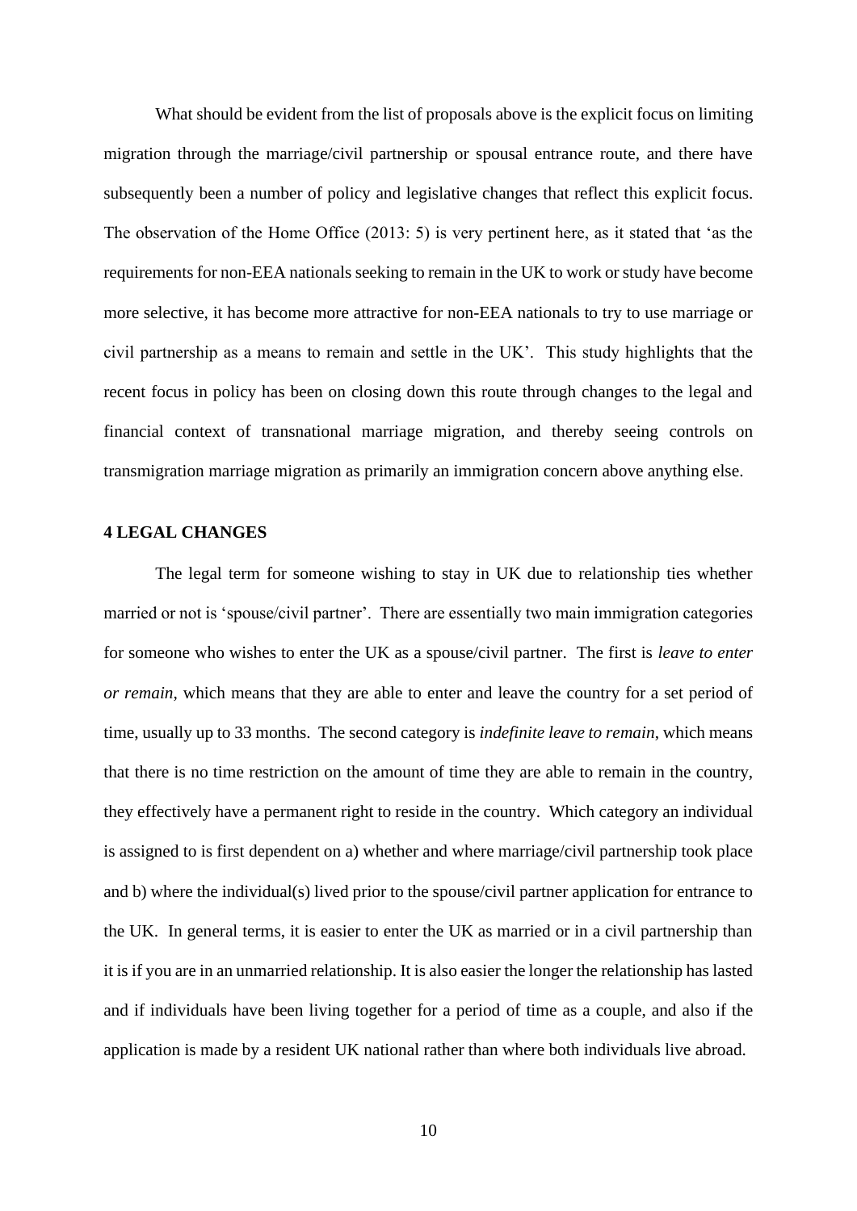What should be evident from the list of proposals above is the explicit focus on limiting migration through the marriage/civil partnership or spousal entrance route, and there have subsequently been a number of policy and legislative changes that reflect this explicit focus. The observation of the Home Office (2013: 5) is very pertinent here, as it stated that 'as the requirements for non-EEA nationals seeking to remain in the UK to work or study have become more selective, it has become more attractive for non-EEA nationals to try to use marriage or civil partnership as a means to remain and settle in the UK'. This study highlights that the recent focus in policy has been on closing down this route through changes to the legal and financial context of transnational marriage migration, and thereby seeing controls on transmigration marriage migration as primarily an immigration concern above anything else.

## 4 LEGAL CHANGES

The legal term for someone wishing to stay in UK due to relationship ties whether married or not is 'spouse/civil partner'. There are essentially two main immigration categories for someone who wishes to enter the UK as a spouse/civil partner. The first is *leave to enter or remain*, which means that they are able to enter and leave the country for a set period of time, usually up to 33 months. The second category is *indefinite leave to remain*, which means that there is no time restriction on the amount of time they are able to remain in the country, they effectively have a permanent right to reside in the country. Which category an individual is assigned to is first dependent on a) whether and where marriage/civil partnership took place and b) where the individual(s) lived prior to the spouse/civil partner application for entrance to the UK. In general terms, it is easier to enter the UK as married or in a civil partnership than it is if you are in an unmarried relationship. It is also easier the longer the relationship has lasted and if individuals have been living together for a period of time as a couple, and also if the application is made by a resident UK national rather than where both individuals live abroad.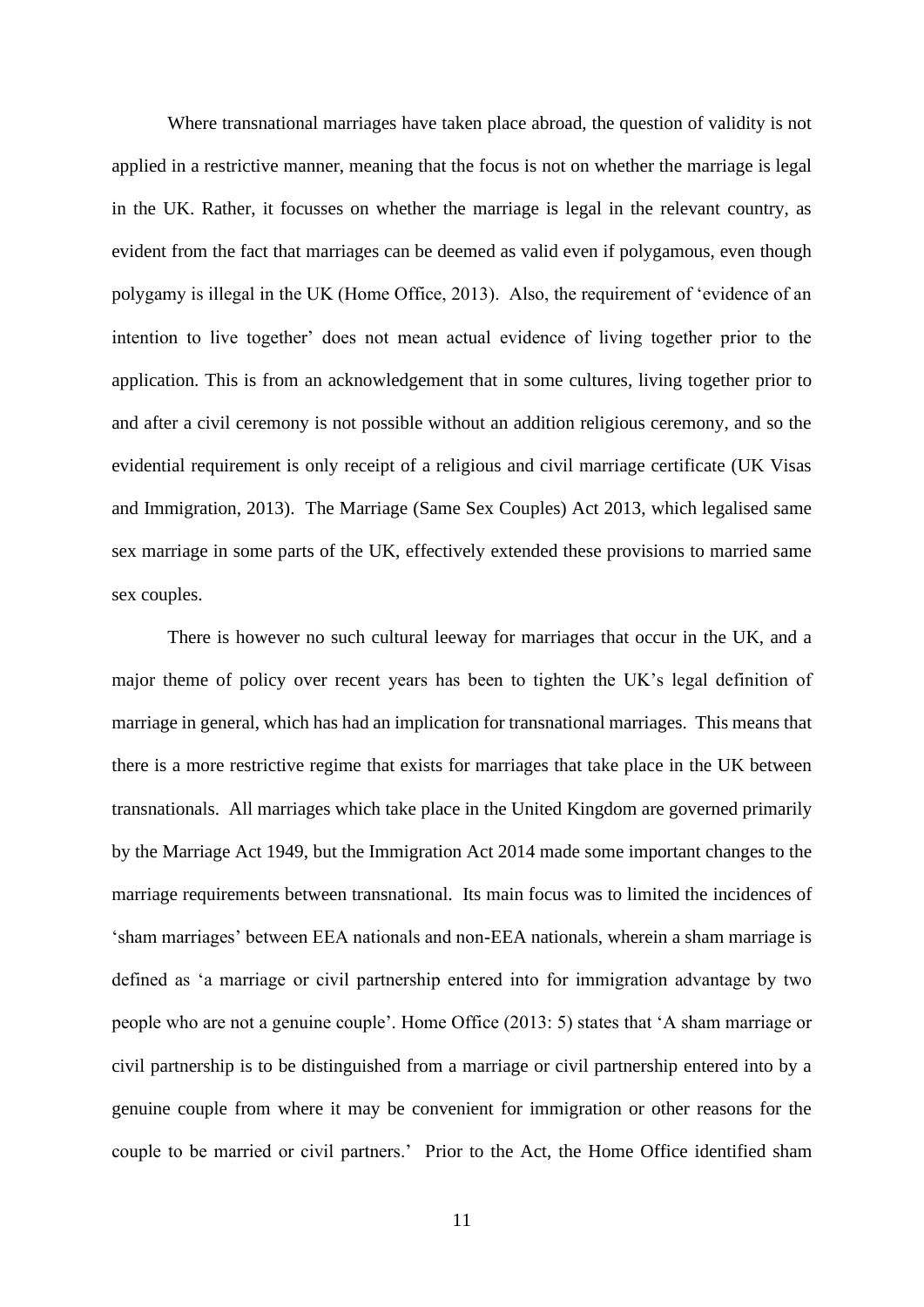Where transnational marriages have taken place abroad, the question of validity is not applied in a restrictive manner, meaning that the focus is not on whether the marriage is legal in the UK. Rather, it focusses on whether the marriage is legal in the relevant country, as evident from the fact that marriages can be deemed as valid even if polygamous, even though polygamy is illegal in the UK (Home Office, 2013). Also, the requirement of 'evidence of an intention to live together' does not mean actual evidence of living together prior to the application. This is from an acknowledgement that in some cultures, living together prior to and after a civil ceremony is not possible without an addition religious ceremony, and so the evidential requirement is only receipt of a religious and civil marriage certificate (UK Visas and Immigration, 2013). The Marriage (Same Sex Couples) Act 2013, which legalised same sex marriage in some parts of the UK, effectively extended these provisions to married same sex couples.

There is however no such cultural leeway for marriages that occur in the UK, and a major theme of policy over recent years has been to tighten the UK's legal definition of marriage in general, which has had an implication for transnational marriages. This means that there is a more restrictive regime that exists for marriages that take place in the UK between transnationals. All marriages which take place in the United Kingdom are governed primarily by the Marriage Act 1949, but the Immigration Act 2014 made some important changes to the marriage requirements between transnational. Its main focus was to limited the incidences of 'sham marriages' between EEA nationals and non-EEA nationals, wherein a sham marriage is defined as 'a marriage or civil partnership entered into for immigration advantage by two people who are not a genuine couple'. Home Office (2013: 5) states that 'A sham marriage or civil partnership is to be distinguished from a marriage or civil partnership entered into by a genuine couple from where it may be convenient for immigration or other reasons for the couple to be married or civil partners.' Prior to the Act, the Home Office identified sham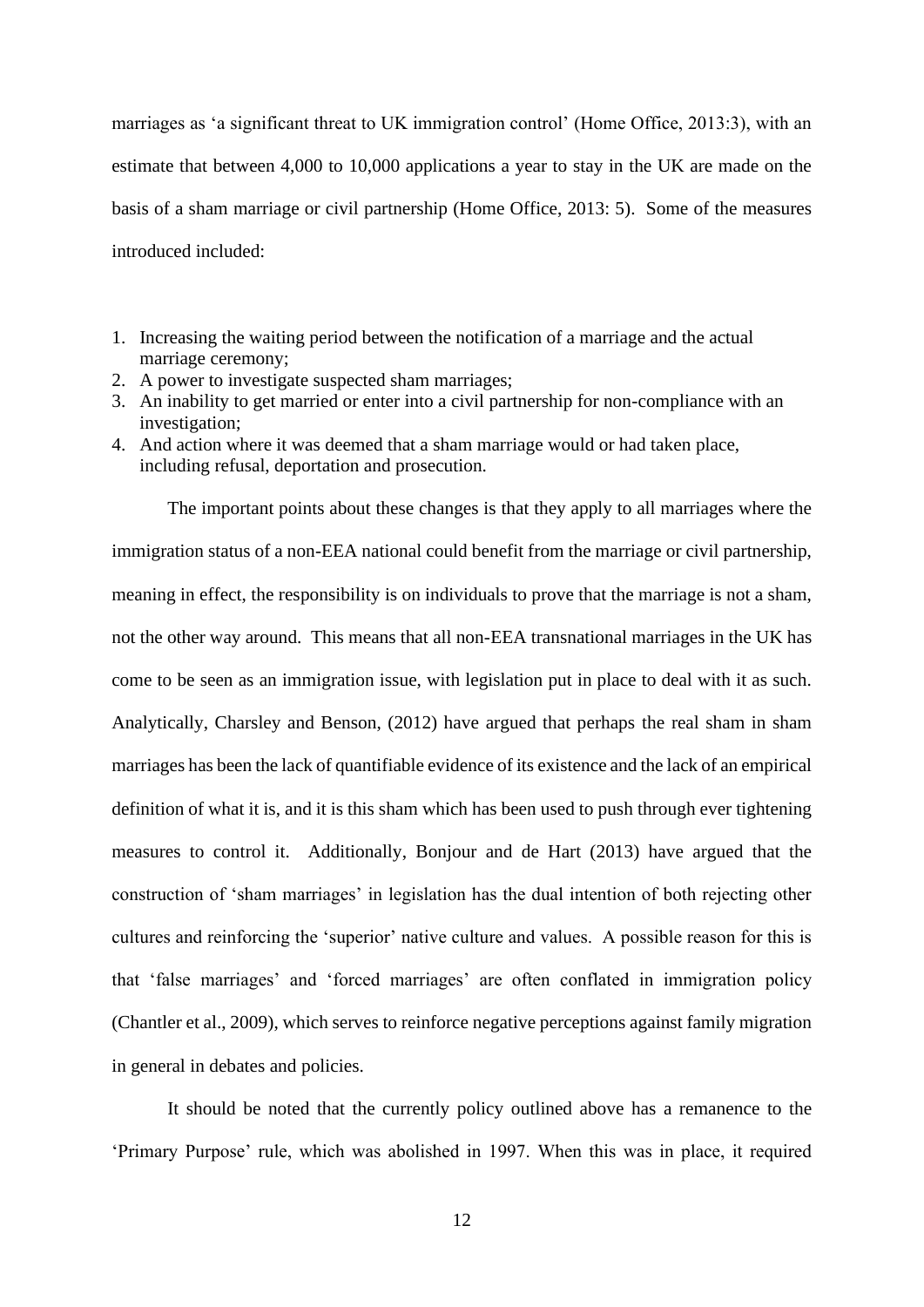marriages as 'a significant threat to UK immigration control' (Home Office, 2013:3), with an estimate that between 4,000 to 10,000 applications a year to stay in the UK are made on the basis of a sham marriage or civil partnership (Home Office, 2013: 5). Some of the measures introduced included:

1. Increasing the waiting period between the notification of a marriage and the actual marriage ceremony;
2. A power to investigate suspected sham marriages;
3. An inability to get married or enter into a civil partnership for non-compliance with an investigation;
4. And action where it was deemed that a sham marriage would or had taken place, including refusal, deportation and prosecution.

The important points about these changes is that they apply to all marriages where the immigration status of a non-EEA national could benefit from the marriage or civil partnership, meaning in effect, the responsibility is on individuals to prove that the marriage is not a sham, not the other way around. This means that all non-EEA transnational marriages in the UK has come to be seen as an immigration issue, with legislation put in place to deal with it as such. Analytically, Charsley and Benson, (2012) have argued that perhaps the real sham in sham marriages has been the lack of quantifiable evidence of its existence and the lack of an empirical definition of what it is, and it is this sham which has been used to push through ever tightening measures to control it. Additionally, Bonjour and de Hart (2013) have argued that the construction of 'sham marriages' in legislation has the dual intention of both rejecting other cultures and reinforcing the 'superior' native culture and values. A possible reason for this is that 'false marriages' and 'forced marriages' are often conflated in immigration policy (Chantler et al., 2009), which serves to reinforce negative perceptions against family migration in general in debates and policies.

It should be noted that the currently policy outlined above has a remanence to the 'Primary Purpose' rule, which was abolished in 1997. When this was in place, it required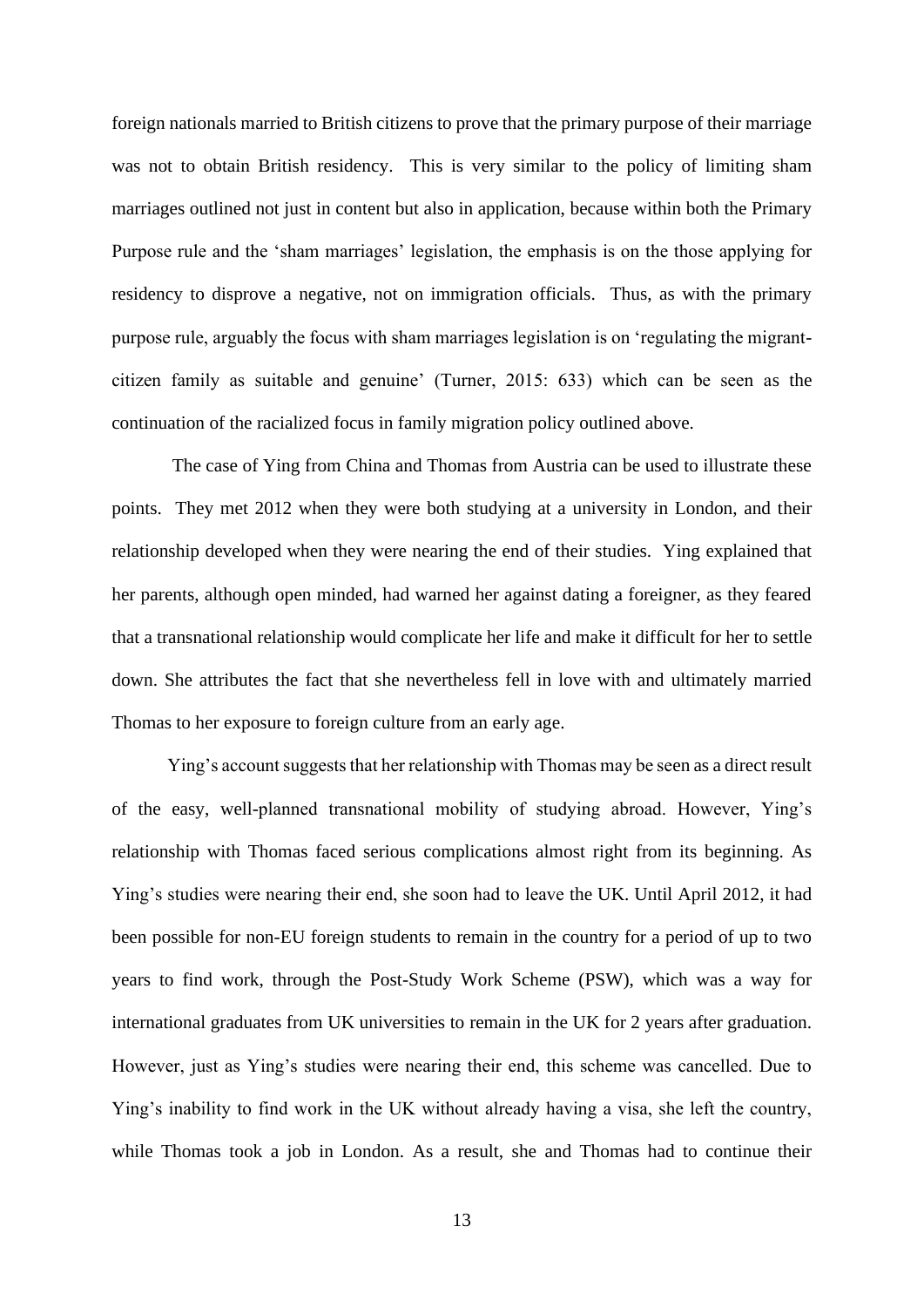foreign nationals married to British citizens to prove that the primary purpose of their marriage was not to obtain British residency. This is very similar to the policy of limiting sham marriages outlined not just in content but also in application, because within both the Primary Purpose rule and the 'sham marriages' legislation, the emphasis is on the those applying for residency to disprove a negative, not on immigration officials. Thus, as with the primary purpose rule, arguably the focus with sham marriages legislation is on 'regulating the migrant-citizen family as suitable and genuine' (Turner, 2015: 633) which can be seen as the continuation of the racialized focus in family migration policy outlined above.

The case of Ying from China and Thomas from Austria can be used to illustrate these points. They met 2012 when they were both studying at a university in London, and their relationship developed when they were nearing the end of their studies. Ying explained that her parents, although open minded, had warned her against dating a foreigner, as they feared that a transnational relationship would complicate her life and make it difficult for her to settle down. She attributes the fact that she nevertheless fell in love with and ultimately married Thomas to her exposure to foreign culture from an early age.

Ying's account suggests that her relationship with Thomas may be seen as a direct result of the easy, well-planned transnational mobility of studying abroad. However, Ying's relationship with Thomas faced serious complications almost right from its beginning. As Ying's studies were nearing their end, she soon had to leave the UK. Until April 2012, it had been possible for non-EU foreign students to remain in the country for a period of up to two years to find work, through the Post-Study Work Scheme (PSW), which was a way for international graduates from UK universities to remain in the UK for 2 years after graduation. However, just as Ying's studies were nearing their end, this scheme was cancelled. Due to Ying's inability to find work in the UK without already having a visa, she left the country, while Thomas took a job in London. As a result, she and Thomas had to continue their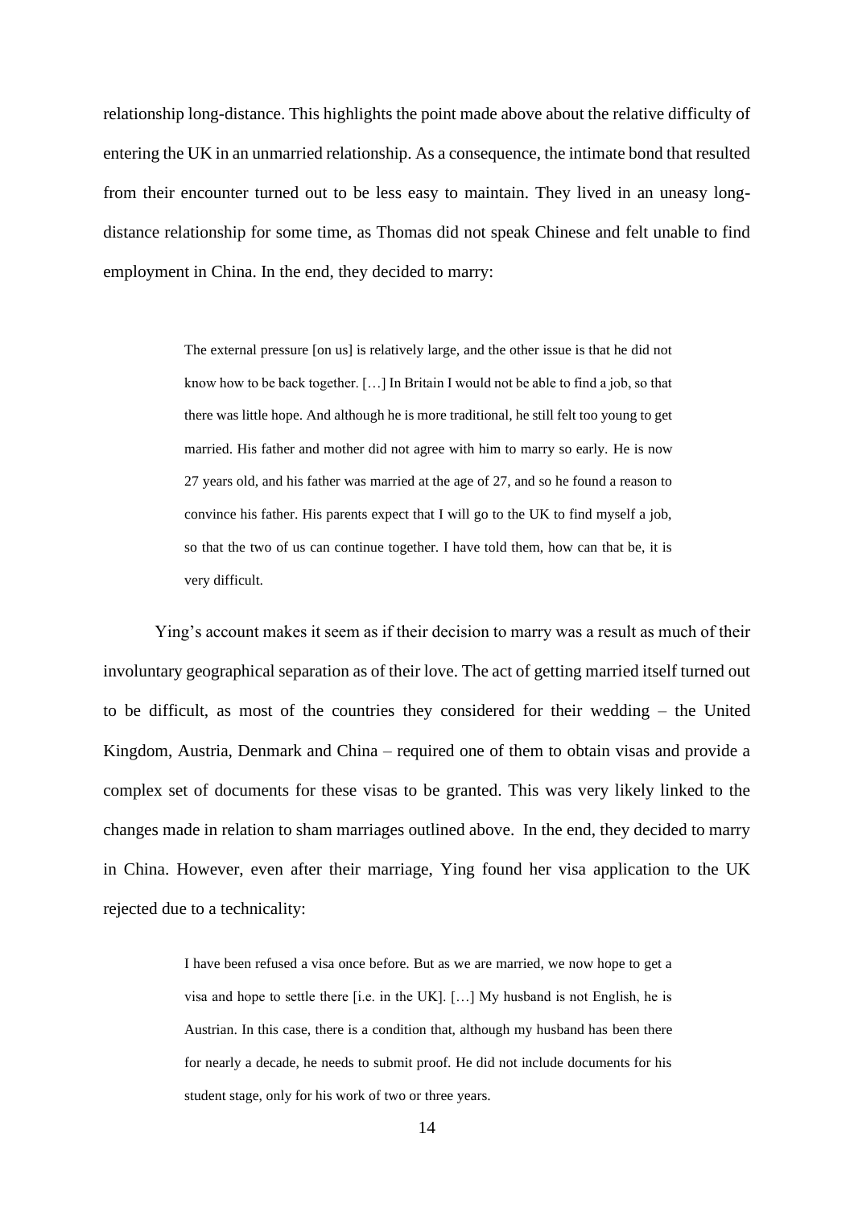relationship long-distance. This highlights the point made above about the relative difficulty of entering the UK in an unmarried relationship. As a consequence, the intimate bond that resulted from their encounter turned out to be less easy to maintain. They lived in an uneasy long-distance relationship for some time, as Thomas did not speak Chinese and felt unable to find employment in China. In the end, they decided to marry:

> The external pressure [on us] is relatively large, and the other issue is that he did not know how to be back together. […] In Britain I would not be able to find a job, so that there was little hope. And although he is more traditional, he still felt too young to get married. His father and mother did not agree with him to marry so early. He is now 27 years old, and his father was married at the age of 27, and so he found a reason to convince his father. His parents expect that I will go to the UK to find myself a job, so that the two of us can continue together. I have told them, how can that be, it is very difficult.

Ying's account makes it seem as if their decision to marry was a result as much of their involuntary geographical separation as of their love. The act of getting married itself turned out to be difficult, as most of the countries they considered for their wedding – the United Kingdom, Austria, Denmark and China – required one of them to obtain visas and provide a complex set of documents for these visas to be granted. This was very likely linked to the changes made in relation to sham marriages outlined above. In the end, they decided to marry in China. However, even after their marriage, Ying found her visa application to the UK rejected due to a technicality:

> I have been refused a visa once before. But as we are married, we now hope to get a visa and hope to settle there [i.e. in the UK]. […] My husband is not English, he is Austrian. In this case, there is a condition that, although my husband has been there for nearly a decade, he needs to submit proof. He did not include documents for his student stage, only for his work of two or three years.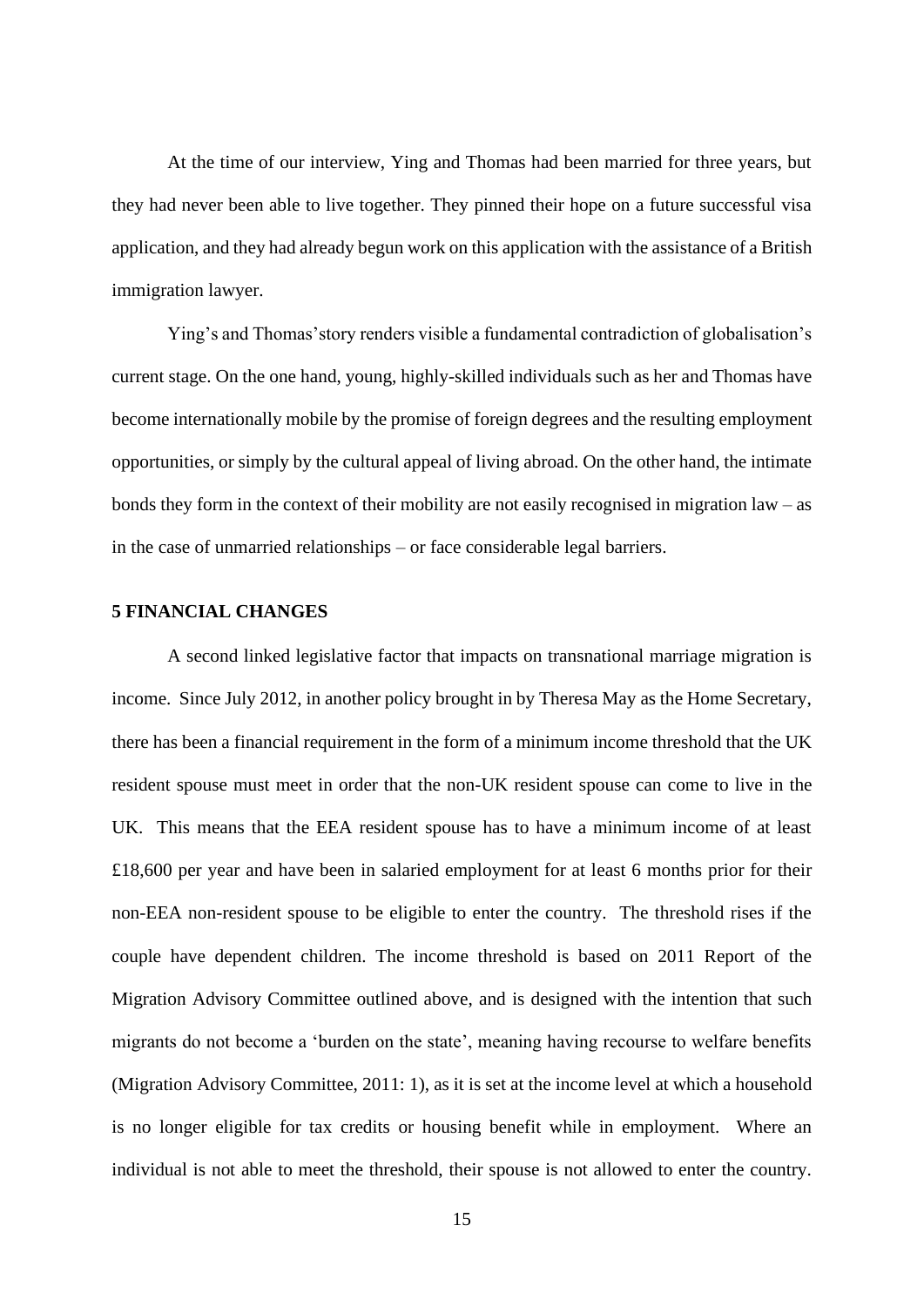At the time of our interview, Ying and Thomas had been married for three years, but they had never been able to live together. They pinned their hope on a future successful visa application, and they had already begun work on this application with the assistance of a British immigration lawyer.

Ying's and Thomas'story renders visible a fundamental contradiction of globalisation's current stage. On the one hand, young, highly-skilled individuals such as her and Thomas have become internationally mobile by the promise of foreign degrees and the resulting employment opportunities, or simply by the cultural appeal of living abroad. On the other hand, the intimate bonds they form in the context of their mobility are not easily recognised in migration law – as in the case of unmarried relationships – or face considerable legal barriers.

## 5 FINANCIAL CHANGES

A second linked legislative factor that impacts on transnational marriage migration is income. Since July 2012, in another policy brought in by Theresa May as the Home Secretary, there has been a financial requirement in the form of a minimum income threshold that the UK resident spouse must meet in order that the non-UK resident spouse can come to live in the UK. This means that the EEA resident spouse has to have a minimum income of at least £18,600 per year and have been in salaried employment for at least 6 months prior for their non-EEA non-resident spouse to be eligible to enter the country. The threshold rises if the couple have dependent children. The income threshold is based on 2011 Report of the Migration Advisory Committee outlined above, and is designed with the intention that such migrants do not become a 'burden on the state', meaning having recourse to welfare benefits (Migration Advisory Committee, 2011: 1), as it is set at the income level at which a household is no longer eligible for tax credits or housing benefit while in employment. Where an individual is not able to meet the threshold, their spouse is not allowed to enter the country.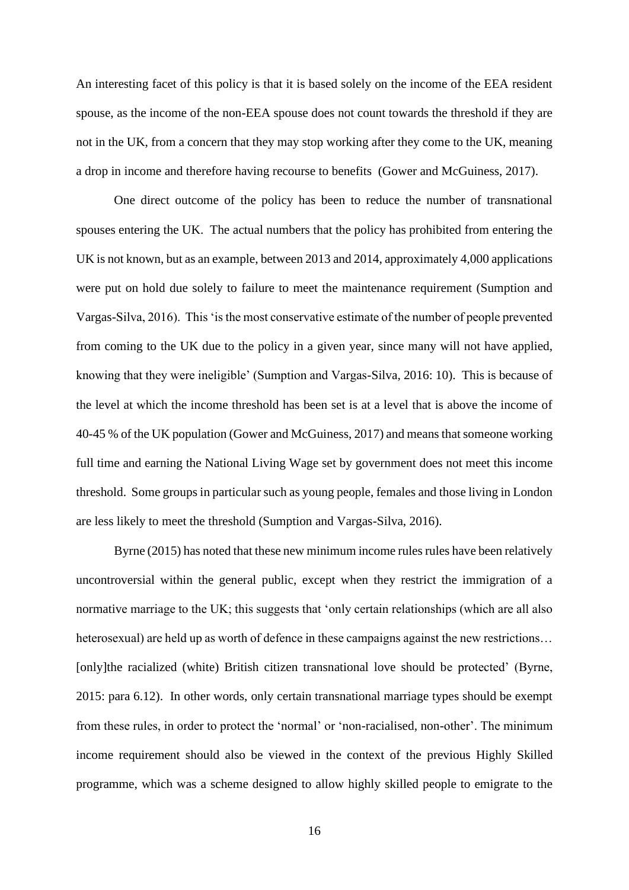An interesting facet of this policy is that it is based solely on the income of the EEA resident spouse, as the income of the non-EEA spouse does not count towards the threshold if they are not in the UK, from a concern that they may stop working after they come to the UK, meaning a drop in income and therefore having recourse to benefits (Gower and McGuiness, 2017).

One direct outcome of the policy has been to reduce the number of transnational spouses entering the UK. The actual numbers that the policy has prohibited from entering the UK is not known, but as an example, between 2013 and 2014, approximately 4,000 applications were put on hold due solely to failure to meet the maintenance requirement (Sumption and Vargas-Silva, 2016). This 'is the most conservative estimate of the number of people prevented from coming to the UK due to the policy in a given year, since many will not have applied, knowing that they were ineligible' (Sumption and Vargas-Silva, 2016: 10). This is because of the level at which the income threshold has been set is at a level that is above the income of 40-45 % of the UK population (Gower and McGuiness, 2017) and means that someone working full time and earning the National Living Wage set by government does not meet this income threshold. Some groups in particular such as young people, females and those living in London are less likely to meet the threshold (Sumption and Vargas-Silva, 2016).

Byrne (2015) has noted that these new minimum income rules rules have been relatively uncontroversial within the general public, except when they restrict the immigration of a normative marriage to the UK; this suggests that 'only certain relationships (which are all also heterosexual) are held up as worth of defence in these campaigns against the new restrictions… [only]the racialized (white) British citizen transnational love should be protected' (Byrne, 2015: para 6.12). In other words, only certain transnational marriage types should be exempt from these rules, in order to protect the 'normal' or 'non-racialised, non-other'. The minimum income requirement should also be viewed in the context of the previous Highly Skilled programme, which was a scheme designed to allow highly skilled people to emigrate to the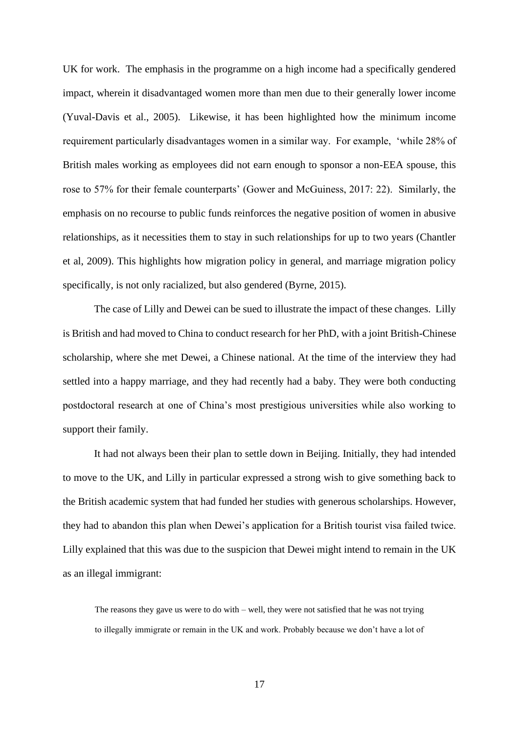UK for work. The emphasis in the programme on a high income had a specifically gendered impact, wherein it disadvantaged women more than men due to their generally lower income (Yuval-Davis et al., 2005). Likewise, it has been highlighted how the minimum income requirement particularly disadvantages women in a similar way. For example, 'while 28% of British males working as employees did not earn enough to sponsor a non-EEA spouse, this rose to 57% for their female counterparts' (Gower and McGuiness, 2017: 22). Similarly, the emphasis on no recourse to public funds reinforces the negative position of women in abusive relationships, as it necessities them to stay in such relationships for up to two years (Chantler et al, 2009). This highlights how migration policy in general, and marriage migration policy specifically, is not only racialized, but also gendered (Byrne, 2015).

The case of Lilly and Dewei can be sued to illustrate the impact of these changes. Lilly is British and had moved to China to conduct research for her PhD, with a joint British-Chinese scholarship, where she met Dewei, a Chinese national. At the time of the interview they had settled into a happy marriage, and they had recently had a baby. They were both conducting postdoctoral research at one of China's most prestigious universities while also working to support their family.

It had not always been their plan to settle down in Beijing. Initially, they had intended to move to the UK, and Lilly in particular expressed a strong wish to give something back to the British academic system that had funded her studies with generous scholarships. However, they had to abandon this plan when Dewei's application for a British tourist visa failed twice. Lilly explained that this was due to the suspicion that Dewei might intend to remain in the UK as an illegal immigrant:

> The reasons they gave us were to do with – well, they were not satisfied that he was not trying to illegally immigrate or remain in the UK and work. Probably because we don't have a lot of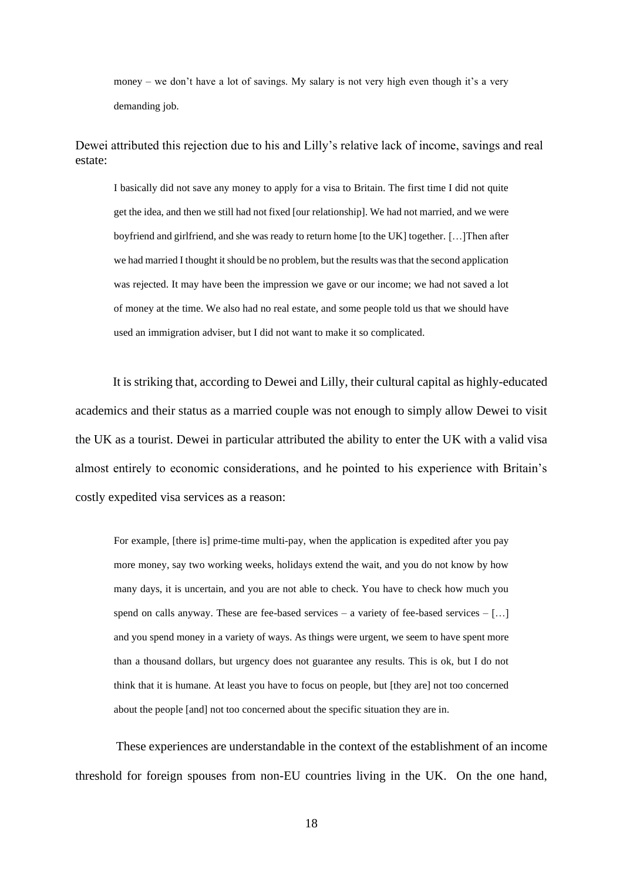> money – we don't have a lot of savings. My salary is not very high even though it's a very demanding job.

Dewei attributed this rejection due to his and Lilly's relative lack of income, savings and real estate:

> I basically did not save any money to apply for a visa to Britain. The first time I did not quite get the idea, and then we still had not fixed [our relationship]. We had not married, and we were boyfriend and girlfriend, and she was ready to return home [to the UK] together. […]Then after we had married I thought it should be no problem, but the results was that the second application was rejected. It may have been the impression we gave or our income; we had not saved a lot of money at the time. We also had no real estate, and some people told us that we should have used an immigration adviser, but I did not want to make it so complicated.

It is striking that, according to Dewei and Lilly, their cultural capital as highly-educated academics and their status as a married couple was not enough to simply allow Dewei to visit the UK as a tourist. Dewei in particular attributed the ability to enter the UK with a valid visa almost entirely to economic considerations, and he pointed to his experience with Britain's costly expedited visa services as a reason:

> For example, [there is] prime-time multi-pay, when the application is expedited after you pay more money, say two working weeks, holidays extend the wait, and you do not know by how many days, it is uncertain, and you are not able to check. You have to check how much you spend on calls anyway. These are fee-based services – a variety of fee-based services – […] and you spend money in a variety of ways. As things were urgent, we seem to have spent more than a thousand dollars, but urgency does not guarantee any results. This is ok, but I do not think that it is humane. At least you have to focus on people, but [they are] not too concerned about the people [and] not too concerned about the specific situation they are in.

These experiences are understandable in the context of the establishment of an income threshold for foreign spouses from non-EU countries living in the UK. On the one hand,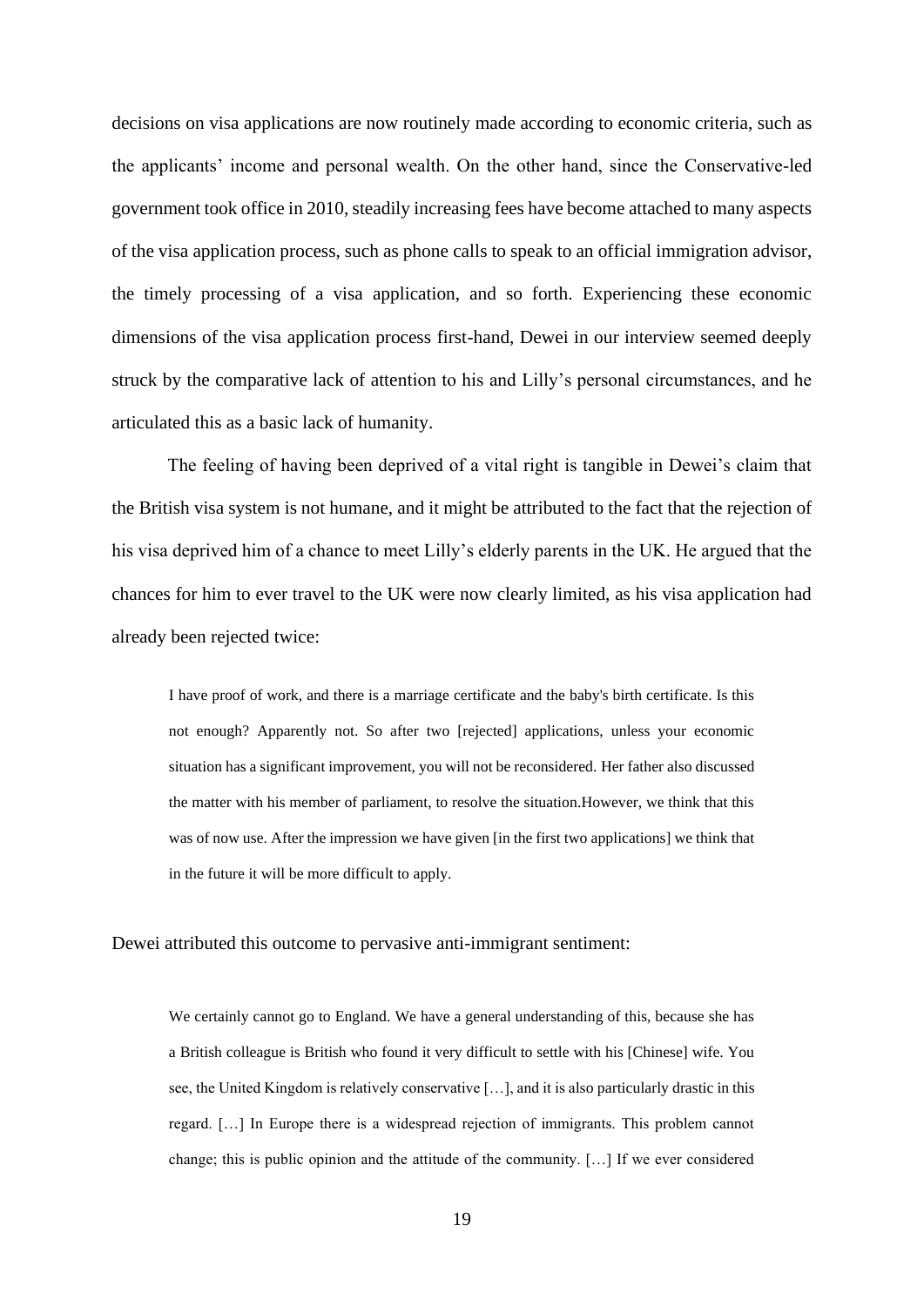decisions on visa applications are now routinely made according to economic criteria, such as the applicants' income and personal wealth. On the other hand, since the Conservative-led government took office in 2010, steadily increasing fees have become attached to many aspects of the visa application process, such as phone calls to speak to an official immigration advisor, the timely processing of a visa application, and so forth. Experiencing these economic dimensions of the visa application process first-hand, Dewei in our interview seemed deeply struck by the comparative lack of attention to his and Lilly's personal circumstances, and he articulated this as a basic lack of humanity.

The feeling of having been deprived of a vital right is tangible in Dewei's claim that the British visa system is not humane, and it might be attributed to the fact that the rejection of his visa deprived him of a chance to meet Lilly's elderly parents in the UK. He argued that the chances for him to ever travel to the UK were now clearly limited, as his visa application had already been rejected twice:

> I have proof of work, and there is a marriage certificate and the baby's birth certificate. Is this not enough? Apparently not. So after two [rejected] applications, unless your economic situation has a significant improvement, you will not be reconsidered. Her father also discussed the matter with his member of parliament, to resolve the situation.However, we think that this was of now use. After the impression we have given [in the first two applications] we think that in the future it will be more difficult to apply.

Dewei attributed this outcome to pervasive anti-immigrant sentiment:

> We certainly cannot go to England. We have a general understanding of this, because she has a British colleague is British who found it very difficult to settle with his [Chinese] wife. You see, the United Kingdom is relatively conservative […], and it is also particularly drastic in this regard. […] In Europe there is a widespread rejection of immigrants. This problem cannot change; this is public opinion and the attitude of the community. […] If we ever considered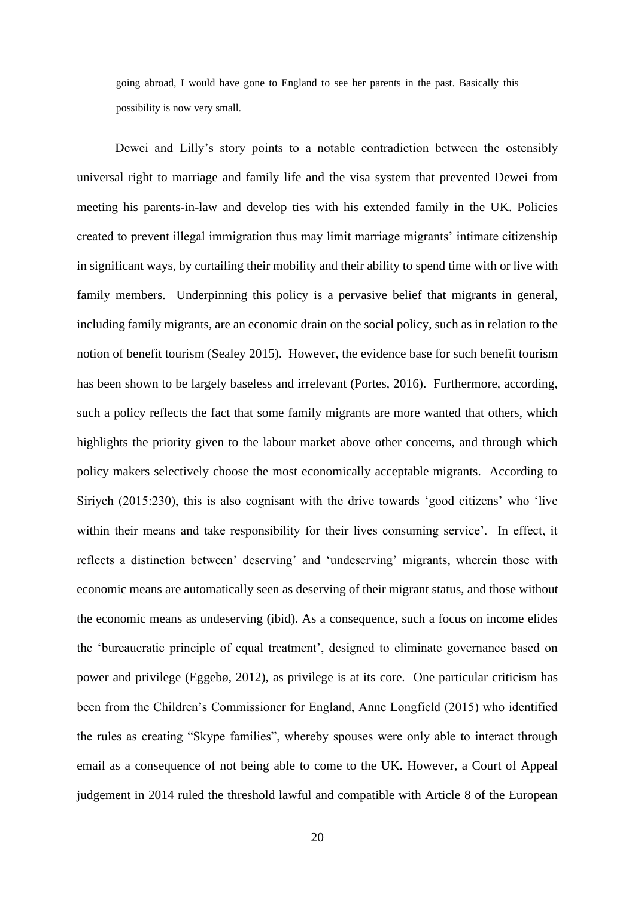going abroad, I would have gone to England to see her parents in the past. Basically this possibility is now very small.

Dewei and Lilly's story points to a notable contradiction between the ostensibly universal right to marriage and family life and the visa system that prevented Dewei from meeting his parents-in-law and develop ties with his extended family in the UK. Policies created to prevent illegal immigration thus may limit marriage migrants' intimate citizenship in significant ways, by curtailing their mobility and their ability to spend time with or live with family members. Underpinning this policy is a pervasive belief that migrants in general, including family migrants, are an economic drain on the social policy, such as in relation to the notion of benefit tourism (Sealey 2015). However, the evidence base for such benefit tourism has been shown to be largely baseless and irrelevant (Portes, 2016). Furthermore, according, such a policy reflects the fact that some family migrants are more wanted that others, which highlights the priority given to the labour market above other concerns, and through which policy makers selectively choose the most economically acceptable migrants. According to Siriyeh (2015:230), this is also cognisant with the drive towards 'good citizens' who 'live within their means and take responsibility for their lives consuming service'. In effect, it reflects a distinction between' deserving' and 'undeserving' migrants, wherein those with economic means are automatically seen as deserving of their migrant status, and those without the economic means as undeserving (ibid). As a consequence, such a focus on income elides the 'bureaucratic principle of equal treatment', designed to eliminate governance based on power and privilege (Eggebø, 2012), as privilege is at its core. One particular criticism has been from the Children's Commissioner for England, Anne Longfield (2015) who identified the rules as creating "Skype families", whereby spouses were only able to interact through email as a consequence of not being able to come to the UK. However, a Court of Appeal judgement in 2014 ruled the threshold lawful and compatible with Article 8 of the European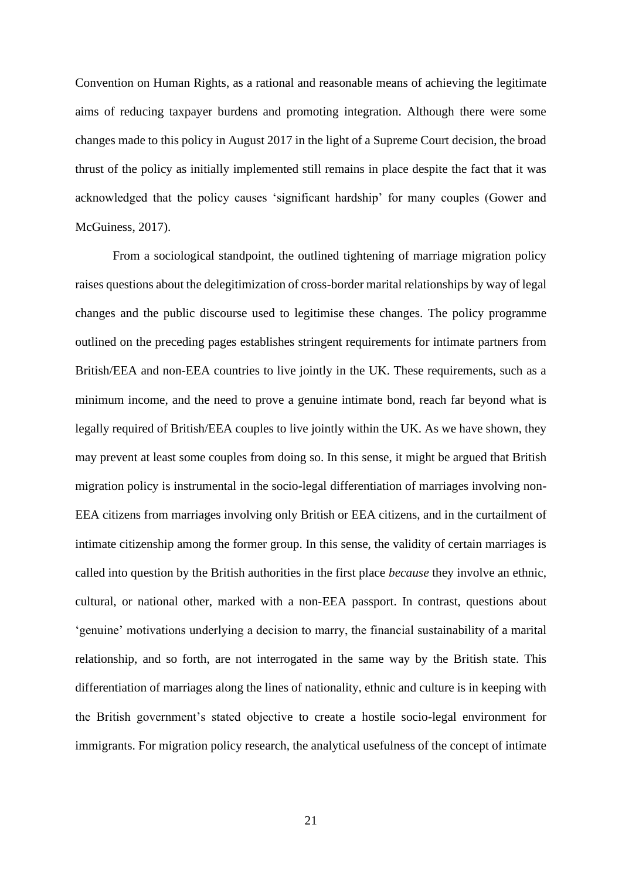Convention on Human Rights, as a rational and reasonable means of achieving the legitimate aims of reducing taxpayer burdens and promoting integration. Although there were some changes made to this policy in August 2017 in the light of a Supreme Court decision, the broad thrust of the policy as initially implemented still remains in place despite the fact that it was acknowledged that the policy causes 'significant hardship' for many couples (Gower and McGuiness, 2017).

From a sociological standpoint, the outlined tightening of marriage migration policy raises questions about the delegitimization of cross-border marital relationships by way of legal changes and the public discourse used to legitimise these changes. The policy programme outlined on the preceding pages establishes stringent requirements for intimate partners from British/EEA and non-EEA countries to live jointly in the UK. These requirements, such as a minimum income, and the need to prove a genuine intimate bond, reach far beyond what is legally required of British/EEA couples to live jointly within the UK. As we have shown, they may prevent at least some couples from doing so. In this sense, it might be argued that British migration policy is instrumental in the socio-legal differentiation of marriages involving non-EEA citizens from marriages involving only British or EEA citizens, and in the curtailment of intimate citizenship among the former group. In this sense, the validity of certain marriages is called into question by the British authorities in the first place *because* they involve an ethnic, cultural, or national other, marked with a non-EEA passport. In contrast, questions about 'genuine' motivations underlying a decision to marry, the financial sustainability of a marital relationship, and so forth, are not interrogated in the same way by the British state. This differentiation of marriages along the lines of nationality, ethnic and culture is in keeping with the British government's stated objective to create a hostile socio-legal environment for immigrants. For migration policy research, the analytical usefulness of the concept of intimate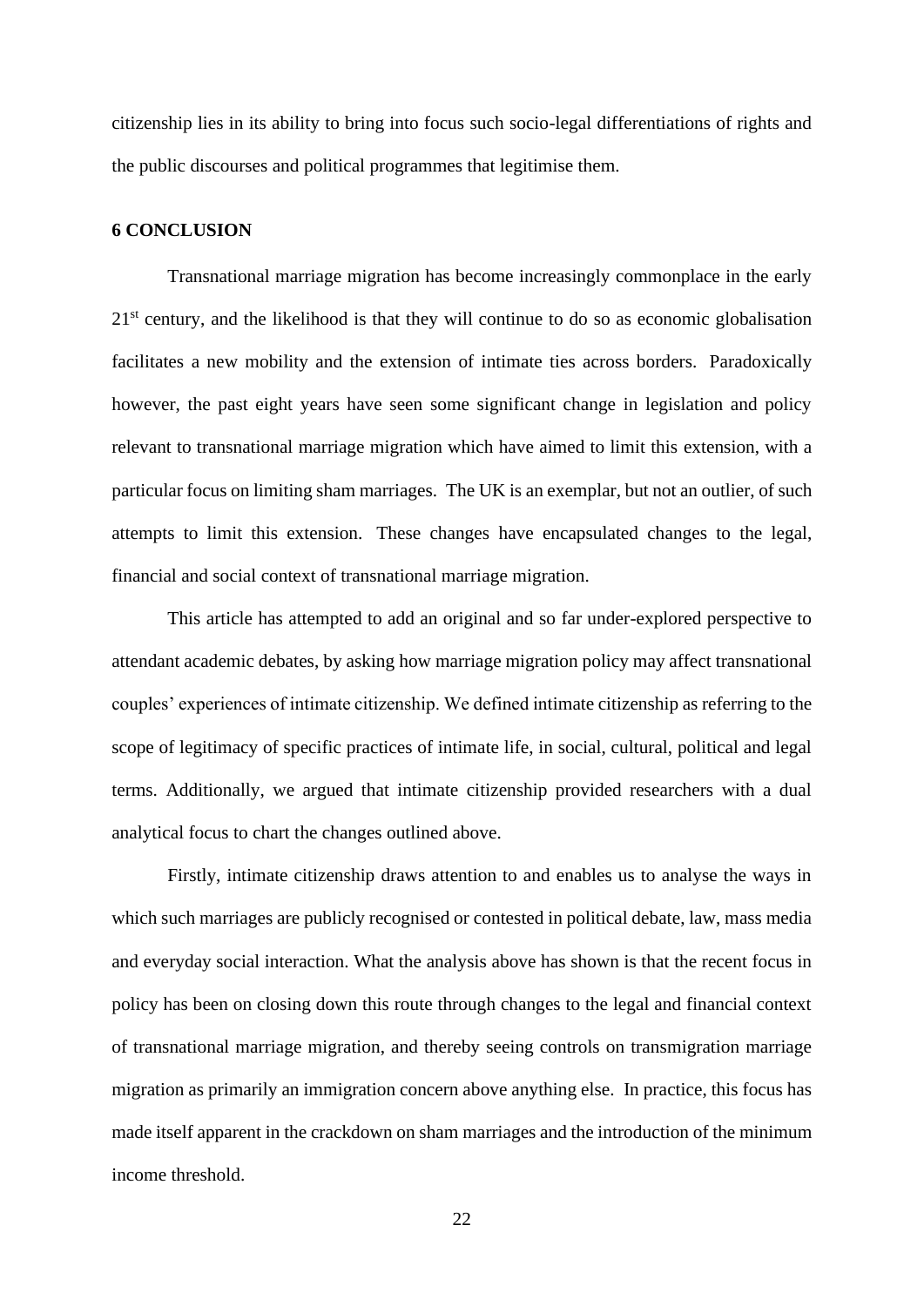citizenship lies in its ability to bring into focus such socio-legal differentiations of rights and the public discourses and political programmes that legitimise them.

## 6 CONCLUSION

Transnational marriage migration has become increasingly commonplace in the early 21st century, and the likelihood is that they will continue to do so as economic globalisation facilitates a new mobility and the extension of intimate ties across borders. Paradoxically however, the past eight years have seen some significant change in legislation and policy relevant to transnational marriage migration which have aimed to limit this extension, with a particular focus on limiting sham marriages. The UK is an exemplar, but not an outlier, of such attempts to limit this extension. These changes have encapsulated changes to the legal, financial and social context of transnational marriage migration.

This article has attempted to add an original and so far under-explored perspective to attendant academic debates, by asking how marriage migration policy may affect transnational couples' experiences of intimate citizenship. We defined intimate citizenship as referring to the scope of legitimacy of specific practices of intimate life, in social, cultural, political and legal terms. Additionally, we argued that intimate citizenship provided researchers with a dual analytical focus to chart the changes outlined above.

Firstly, intimate citizenship draws attention to and enables us to analyse the ways in which such marriages are publicly recognised or contested in political debate, law, mass media and everyday social interaction. What the analysis above has shown is that the recent focus in policy has been on closing down this route through changes to the legal and financial context of transnational marriage migration, and thereby seeing controls on transmigration marriage migration as primarily an immigration concern above anything else. In practice, this focus has made itself apparent in the crackdown on sham marriages and the introduction of the minimum income threshold.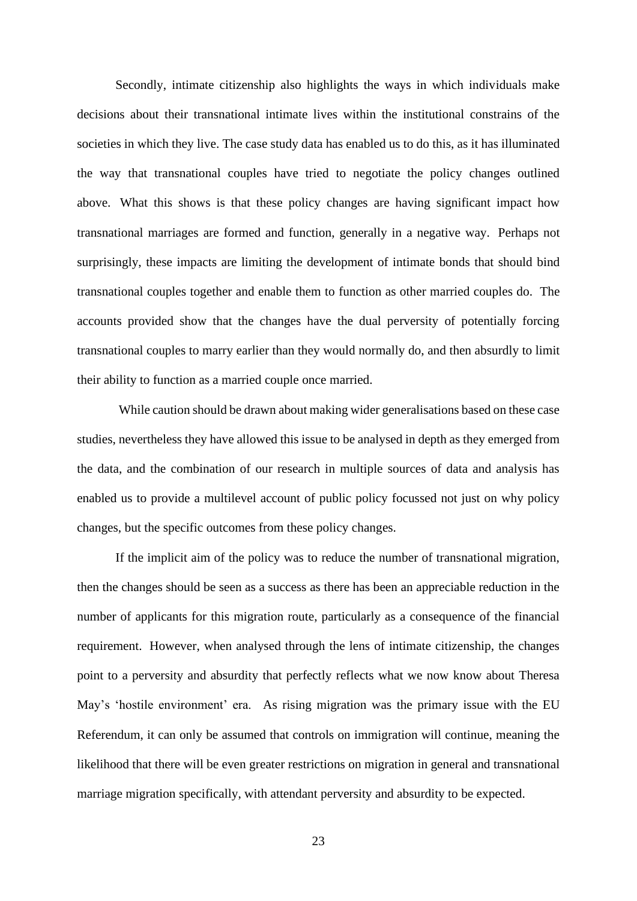Secondly, intimate citizenship also highlights the ways in which individuals make decisions about their transnational intimate lives within the institutional constrains of the societies in which they live. The case study data has enabled us to do this, as it has illuminated the way that transnational couples have tried to negotiate the policy changes outlined above. What this shows is that these policy changes are having significant impact how transnational marriages are formed and function, generally in a negative way. Perhaps not surprisingly, these impacts are limiting the development of intimate bonds that should bind transnational couples together and enable them to function as other married couples do. The accounts provided show that the changes have the dual perversity of potentially forcing transnational couples to marry earlier than they would normally do, and then absurdly to limit their ability to function as a married couple once married.

While caution should be drawn about making wider generalisations based on these case studies, nevertheless they have allowed this issue to be analysed in depth as they emerged from the data, and the combination of our research in multiple sources of data and analysis has enabled us to provide a multilevel account of public policy focussed not just on why policy changes, but the specific outcomes from these policy changes.

If the implicit aim of the policy was to reduce the number of transnational migration, then the changes should be seen as a success as there has been an appreciable reduction in the number of applicants for this migration route, particularly as a consequence of the financial requirement. However, when analysed through the lens of intimate citizenship, the changes point to a perversity and absurdity that perfectly reflects what we now know about Theresa May's 'hostile environment' era. As rising migration was the primary issue with the EU Referendum, it can only be assumed that controls on immigration will continue, meaning the likelihood that there will be even greater restrictions on migration in general and transnational marriage migration specifically, with attendant perversity and absurdity to be expected.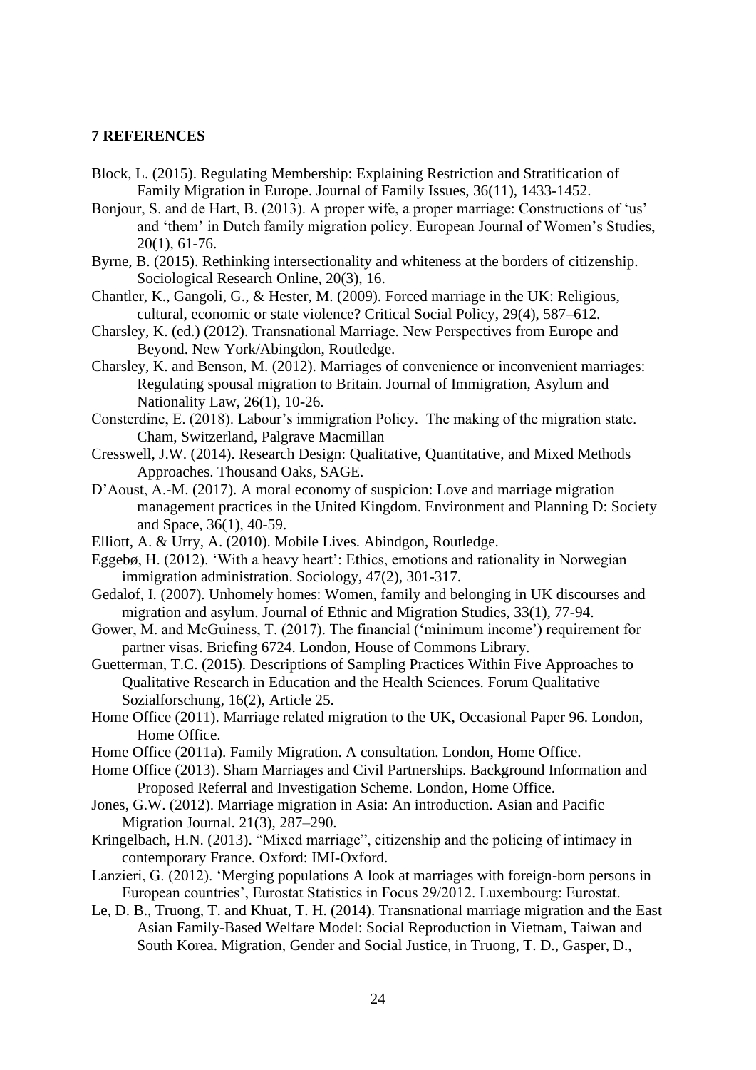**7 REFERENCES**

Block, L. (2015). Regulating Membership: Explaining Restriction and Stratification of Family Migration in Europe. Journal of Family Issues, 36(11), 1433-1452.

Bonjour, S. and de Hart, B. (2013). A proper wife, a proper marriage: Constructions of 'us' and 'them' in Dutch family migration policy. European Journal of Women's Studies, 20(1), 61-76.

Byrne, B. (2015). Rethinking intersectionality and whiteness at the borders of citizenship. Sociological Research Online, 20(3), 16.

Chantler, K., Gangoli, G., & Hester, M. (2009). Forced marriage in the UK: Religious, cultural, economic or state violence? Critical Social Policy, 29(4), 587–612.

Charsley, K. (ed.) (2012). Transnational Marriage. New Perspectives from Europe and Beyond. New York/Abingdon, Routledge.

Charsley, K. and Benson, M. (2012). Marriages of convenience or inconvenient marriages: Regulating spousal migration to Britain. Journal of Immigration, Asylum and Nationality Law, 26(1), 10-26.

Consterdine, E. (2018). Labour's immigration Policy. The making of the migration state. Cham, Switzerland, Palgrave Macmillan

Cresswell, J.W. (2014). Research Design: Qualitative, Quantitative, and Mixed Methods Approaches. Thousand Oaks, SAGE.

D'Aoust, A.-M. (2017). A moral economy of suspicion: Love and marriage migration management practices in the United Kingdom. Environment and Planning D: Society and Space, 36(1), 40-59.

Elliott, A. & Urry, A. (2010). Mobile Lives. Abindgon, Routledge.

Eggebø, H. (2012). 'With a heavy heart': Ethics, emotions and rationality in Norwegian immigration administration. Sociology, 47(2), 301-317.

Gedalof, I. (2007). Unhomely homes: Women, family and belonging in UK discourses and migration and asylum. Journal of Ethnic and Migration Studies, 33(1), 77-94.

Gower, M. and McGuiness, T. (2017). The financial ('minimum income') requirement for partner visas. Briefing 6724. London, House of Commons Library.

Guetterman, T.C. (2015). Descriptions of Sampling Practices Within Five Approaches to Qualitative Research in Education and the Health Sciences. Forum Qualitative Sozialforschung, 16(2), Article 25.

Home Office (2011). Marriage related migration to the UK, Occasional Paper 96. London, Home Office.

Home Office (2011a). Family Migration. A consultation. London, Home Office.

Home Office (2013). Sham Marriages and Civil Partnerships. Background Information and Proposed Referral and Investigation Scheme. London, Home Office.

Jones, G.W. (2012). Marriage migration in Asia: An introduction. Asian and Pacific Migration Journal. 21(3), 287–290.

Kringelbach, H.N. (2013). "Mixed marriage", citizenship and the policing of intimacy in contemporary France. Oxford: IMI-Oxford.

Lanzieri, G. (2012). 'Merging populations A look at marriages with foreign-born persons in European countries', Eurostat Statistics in Focus 29/2012. Luxembourg: Eurostat.

Le, D. B., Truong, T. and Khuat, T. H. (2014). Transnational marriage migration and the East Asian Family-Based Welfare Model: Social Reproduction in Vietnam, Taiwan and South Korea. Migration, Gender and Social Justice, in Truong, T. D., Gasper, D.,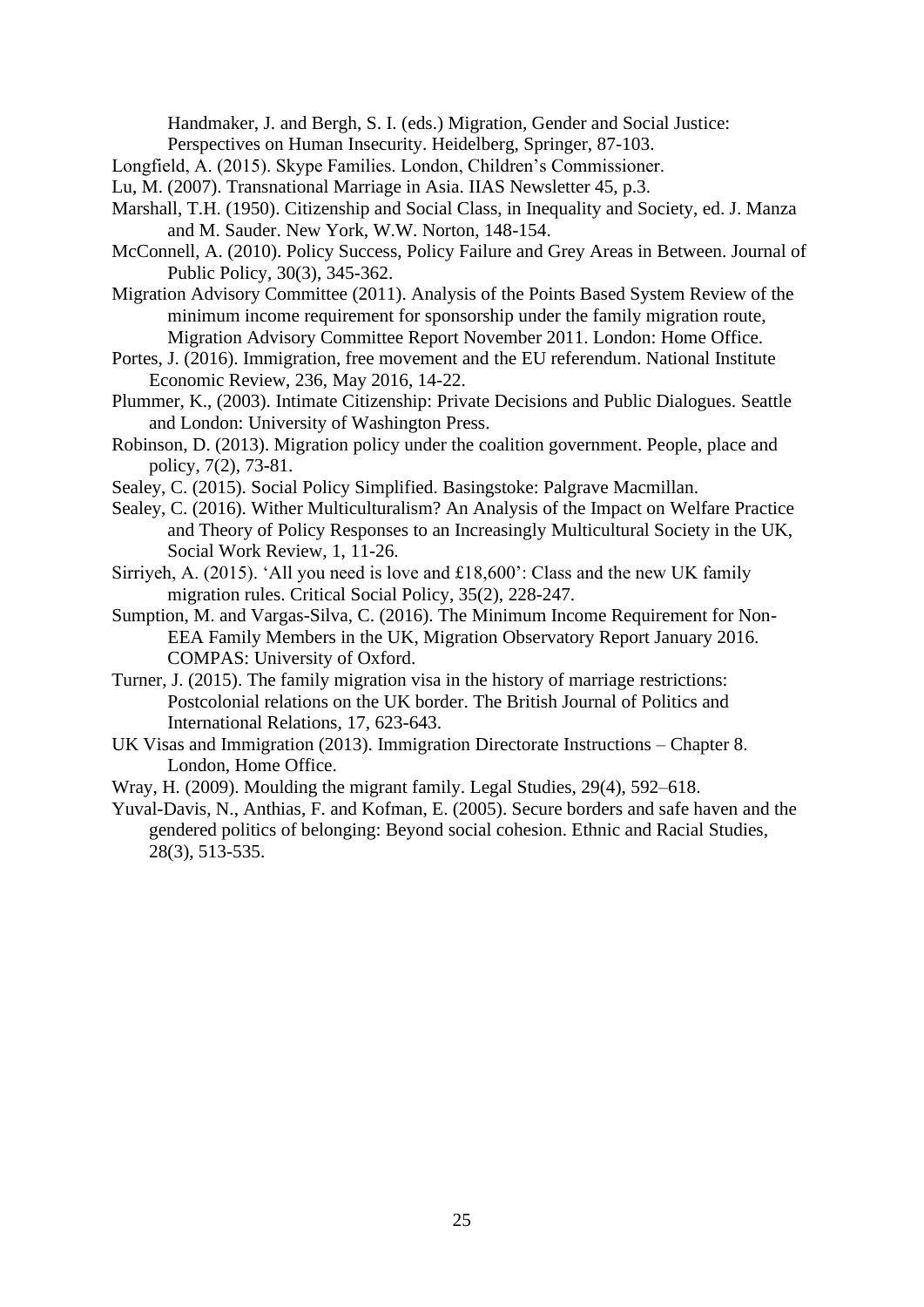Handmaker, J. and Bergh, S. I. (eds.) Migration, Gender and Social Justice: Perspectives on Human Insecurity. Heidelberg, Springer, 87-103.

Longfield, A. (2015). Skype Families. London, Children's Commissioner.

Lu, M. (2007). Transnational Marriage in Asia. IIAS Newsletter 45, p.3.

Marshall, T.H. (1950). Citizenship and Social Class, in Inequality and Society, ed. J. Manza and M. Sauder. New York, W.W. Norton, 148-154.

McConnell, A. (2010). Policy Success, Policy Failure and Grey Areas in Between. Journal of Public Policy, 30(3), 345-362.

Migration Advisory Committee (2011). Analysis of the Points Based System Review of the minimum income requirement for sponsorship under the family migration route, Migration Advisory Committee Report November 2011. London: Home Office.

Portes, J. (2016). Immigration, free movement and the EU referendum. National Institute Economic Review, 236, May 2016, 14-22.

Plummer, K., (2003). Intimate Citizenship: Private Decisions and Public Dialogues. Seattle and London: University of Washington Press.

Robinson, D. (2013). Migration policy under the coalition government. People, place and policy, 7(2), 73-81.

Sealey, C. (2015). Social Policy Simplified. Basingstoke: Palgrave Macmillan.

Sealey, C. (2016). Wither Multiculturalism? An Analysis of the Impact on Welfare Practice and Theory of Policy Responses to an Increasingly Multicultural Society in the UK, Social Work Review, 1, 11-26.

Sirriyeh, A. (2015). 'All you need is love and £18,600': Class and the new UK family migration rules. Critical Social Policy, 35(2), 228-247.

Sumption, M. and Vargas-Silva, C. (2016). The Minimum Income Requirement for Non-EEA Family Members in the UK, Migration Observatory Report January 2016. COMPAS: University of Oxford.

Turner, J. (2015). The family migration visa in the history of marriage restrictions: Postcolonial relations on the UK border. The British Journal of Politics and International Relations, 17, 623-643.

UK Visas and Immigration (2013). Immigration Directorate Instructions – Chapter 8. London, Home Office.

Wray, H. (2009). Moulding the migrant family. Legal Studies, 29(4), 592–618.

Yuval-Davis, N., Anthias, F. and Kofman, E. (2005). Secure borders and safe haven and the gendered politics of belonging: Beyond social cohesion. Ethnic and Racial Studies, 28(3), 513-535.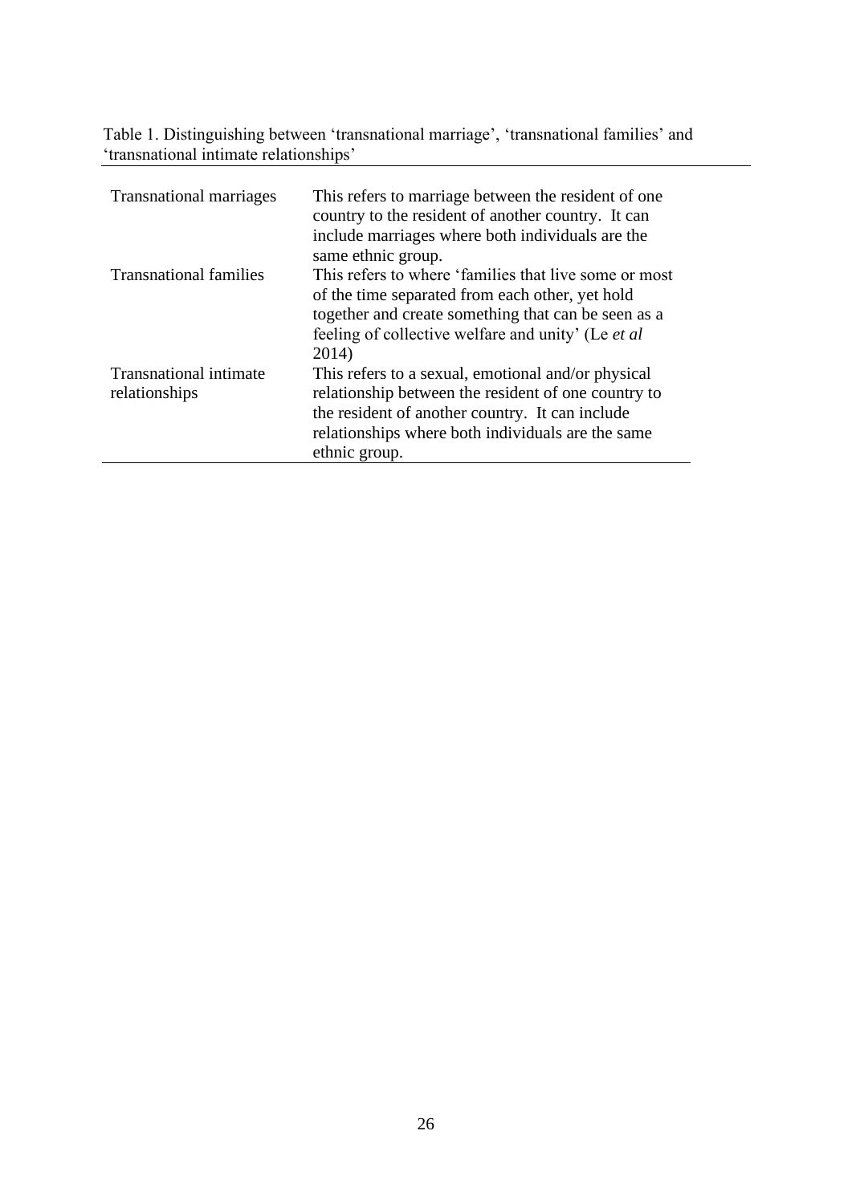Table 1. Distinguishing between 'transnational marriage', 'transnational families' and 'transnational intimate relationships'

| | |
|---|---|
| Transnational marriages | This refers to marriage between the resident of one country to the resident of another country. It can include marriages where both individuals are the same ethnic group. |
| Transnational families | This refers to where 'families that live some or most of the time separated from each other, yet hold together and create something that can be seen as a feeling of collective welfare and unity' (Le *et al* 2014) |
| Transnational intimate relationships | This refers to a sexual, emotional and/or physical relationship between the resident of one country to the resident of another country. It can include relationships where both individuals are the same ethnic group. |